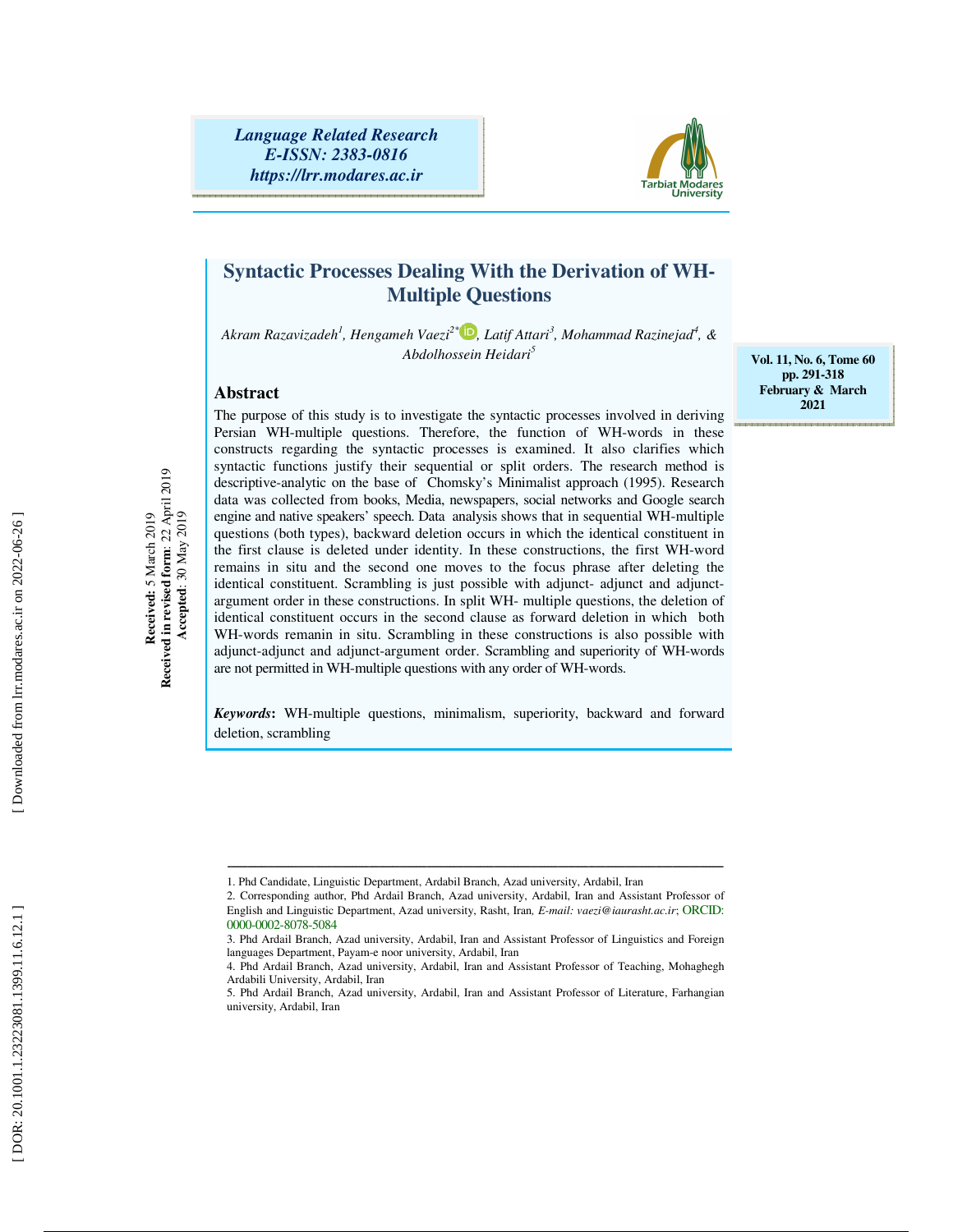Language Related Research
E-ISSN: 2383-0816
https://lrr.modares.ac.ir

Vol. 11, No. 6, Tome 60
pp. 291-318
February & March 2021

# Syntactic Processes Dealing With the Derivation of WH-Multiple Questions

*Akram Razavizadeh[1], Hengameh Vaezi[2*], Latif Attari[3], Mohammad Razinejad[4], & Abdolhossein Heidari[5]*

**Received:** 5 March 2019
**Received in revised form:** 22 April 2019
**Accepted:** 30 May 2019

## Abstract

The purpose of this study is to investigate the syntactic processes involved in deriving Persian WH-multiple questions. Therefore, the function of WH-words in these constructs regarding the syntactic processes is examined. It also clarifies which syntactic functions justify their sequential or split orders. The research method is descriptive-analytic on the base of Chomsky's Minimalist approach (1995). Research data was collected from books, Media, newspapers, social networks and Google search engine and native speakers' speech. Data analysis shows that in sequential WH-multiple questions (both types), backward deletion occurs in which the identical constituent in the first clause is deleted under identity. In these constructions, the first WH-word remains in situ and the second one moves to the focus phrase after deleting the identical constituent. Scrambling is just possible with adjunct- adjunct and adjunct-argument order in these constructions. In split WH- multiple questions, the deletion of identical constituent occurs in the second clause as forward deletion in which both WH-words remanin in situ. Scrambling in these constructions is also possible with adjunct-adjunct and adjunct-argument order. Scrambling and superiority of WH-words are not permitted in WH-multiple questions with any order of WH-words.

***Keywords*:** WH-multiple questions, minimalism, superiority, backward and forward deletion, scrambling

---

1. Phd Candidate, Linguistic Department, Ardabil Branch, Azad university, Ardabil, Iran
2. Corresponding author, Phd Ardail Branch, Azad university, Ardabil, Iran and Assistant Professor of English and Linguistic Department, Azad university, Rasht, Iran, *E-mail: vaezi@iaurasht.ac.ir*; ORCID: 0000-0002-8078-5084
3. Phd Ardail Branch, Azad university, Ardabil, Iran and Assistant Professor of Linguistics and Foreign languages Department, Payam-e noor university, Ardabil, Iran
4. Phd Ardail Branch, Azad university, Ardabil, Iran and Assistant Professor of Teaching, Mohaghegh Ardabili University, Ardabil, Iran
5. Phd Ardail Branch, Azad university, Ardabil, Iran and Assistant Professor of Literature, Farhangian university, Ardabil, Iran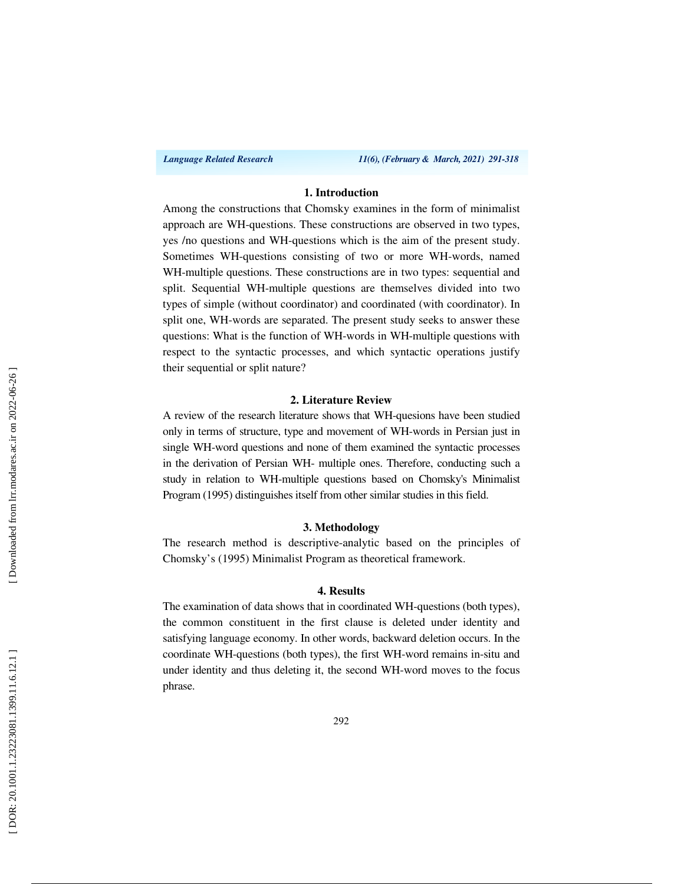## 1. Introduction

Among the constructions that Chomsky examines in the form of minimalist approach are WH-questions. These constructions are observed in two types, yes /no questions and WH-questions which is the aim of the present study. Sometimes WH-questions consisting of two or more WH-words, named WH-multiple questions. These constructions are in two types: sequential and split. Sequential WH-multiple questions are themselves divided into two types of simple (without coordinator) and coordinated (with coordinator). In split one, WH-words are separated. The present study seeks to answer these questions: What is the function of WH-words in WH-multiple questions with respect to the syntactic processes, and which syntactic operations justify their sequential or split nature?

## 2. Literature Review

A review of the research literature shows that WH-quesions have been studied only in terms of structure, type and movement of WH-words in Persian just in single WH-word questions and none of them examined the syntactic processes in the derivation of Persian WH- multiple ones. Therefore, conducting such a study in relation to WH-multiple questions based on Chomsky's Minimalist Program (1995) distinguishes itself from other similar studies in this field.

## 3. Methodology

The research method is descriptive-analytic based on the principles of Chomsky's (1995) Minimalist Program as theoretical framework.

## 4. Results

The examination of data shows that in coordinated WH-questions (both types), the common constituent in the first clause is deleted under identity and satisfying language economy. In other words, backward deletion occurs. In the coordinate WH-questions (both types), the first WH-word remains in-situ and under identity and thus deleting it, the second WH-word moves to the focus phrase.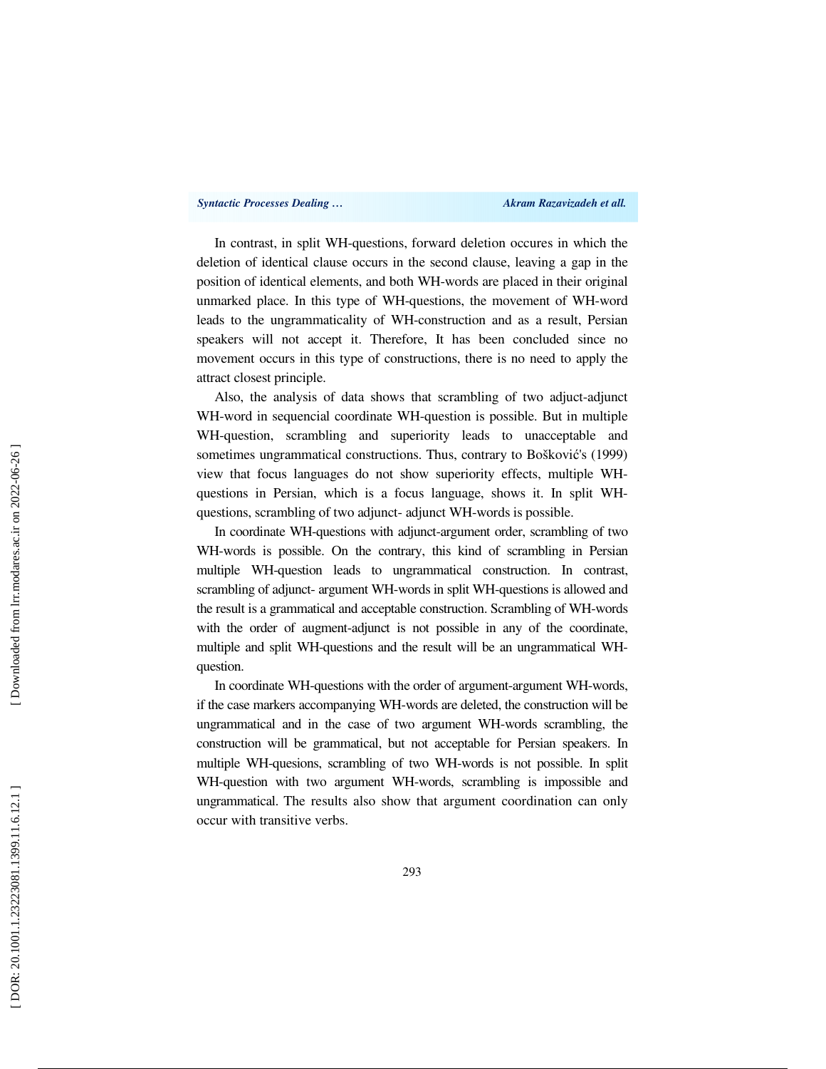In contrast, in split WH-questions, forward deletion occures in which the deletion of identical clause occurs in the second clause, leaving a gap in the position of identical elements, and both WH-words are placed in their original unmarked place. In this type of WH-questions, the movement of WH-word leads to the ungrammaticality of WH-construction and as a result, Persian speakers will not accept it. Therefore, It has been concluded since no movement occurs in this type of constructions, there is no need to apply the attract closest principle.

Also, the analysis of data shows that scrambling of two adjuct-adjunct WH-word in sequencial coordinate WH-question is possible. But in multiple WH-question, scrambling and superiority leads to unacceptable and sometimes ungrammatical constructions. Thus, contrary to Bošković's (1999) view that focus languages do not show superiority effects, multiple WH-questions in Persian, which is a focus language, shows it. In split WH-questions, scrambling of two adjunct- adjunct WH-words is possible.

In coordinate WH-questions with adjunct-argument order, scrambling of two WH-words is possible. On the contrary, this kind of scrambling in Persian multiple WH-question leads to ungrammatical construction. In contrast, scrambling of adjunct- argument WH-words in split WH-questions is allowed and the result is a grammatical and acceptable construction. Scrambling of WH-words with the order of augment-adjunct is not possible in any of the coordinate, multiple and split WH-questions and the result will be an ungrammatical WH-question.

In coordinate WH-questions with the order of argument-argument WH-words, if the case markers accompanying WH-words are deleted, the construction will be ungrammatical and in the case of two argument WH-words scrambling, the construction will be grammatical, but not acceptable for Persian speakers. In multiple WH-quesions, scrambling of two WH-words is not possible. In split WH-question with two argument WH-words, scrambling is impossible and ungrammatical. The results also show that argument coordination can only occur with transitive verbs.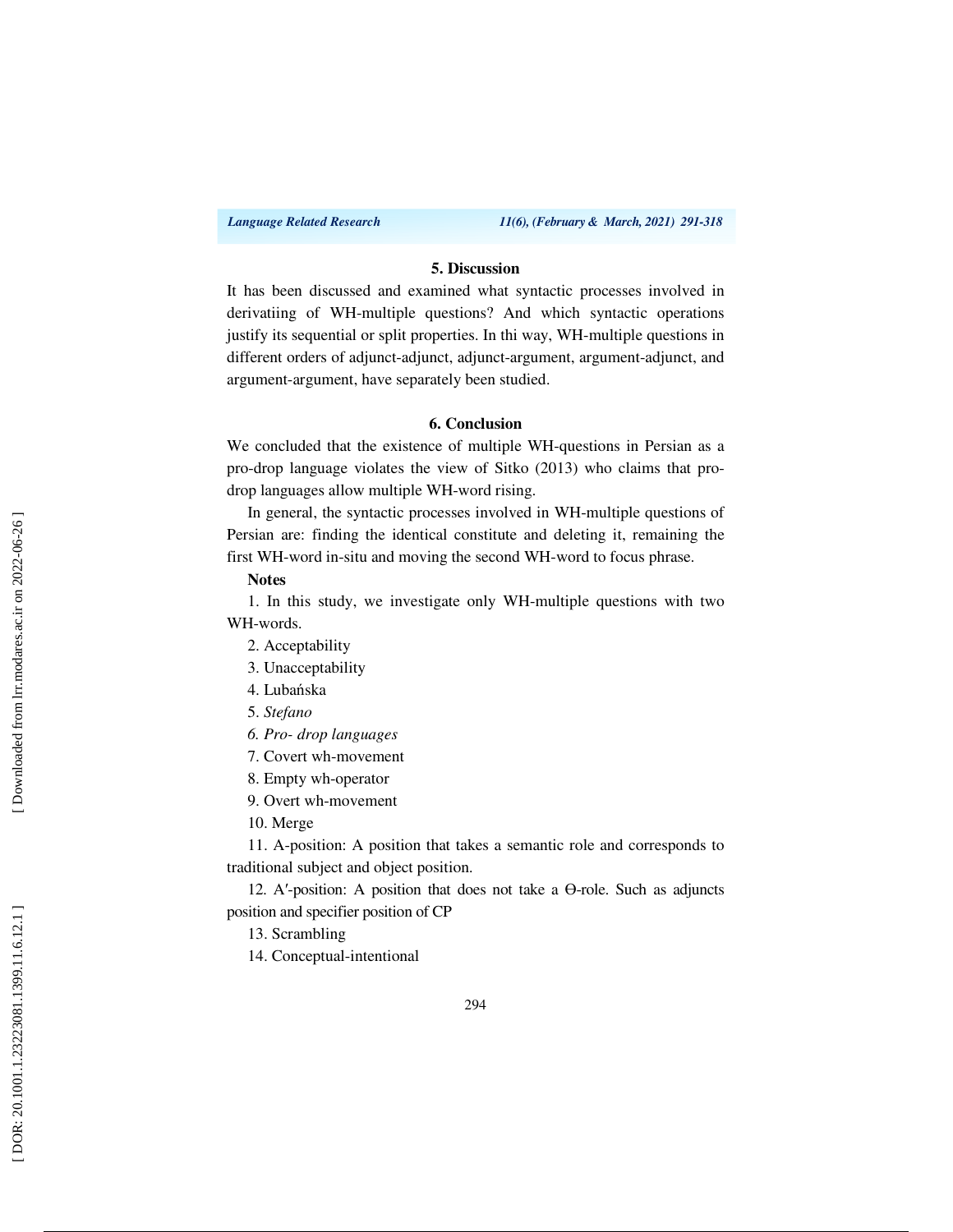## 5. Discussion

It has been discussed and examined what syntactic processes involved in derivatiing of WH-multiple questions? And which syntactic operations justify its sequential or split properties. In thi way, WH-multiple questions in different orders of adjunct-adjunct, adjunct-argument, argument-adjunct, and argument-argument, have separately been studied.

## 6. Conclusion

We concluded that the existence of multiple WH-questions in Persian as a pro-drop language violates the view of Sitko (2013) who claims that pro-drop languages allow multiple WH-word rising.

In general, the syntactic processes involved in WH-multiple questions of Persian are: finding the identical constitute and deleting it, remaining the first WH-word in-situ and moving the second WH-word to focus phrase.

**Notes**

1. In this study, we investigate only WH-multiple questions with two WH-words.
2. Acceptability
3. Unacceptability
4. Lubańska
5. *Stefano*
6. *Pro- drop languages*
7. Covert wh-movement
8. Empty wh-operator
9. Overt wh-movement
10. Merge
11. A-position: A position that takes a semantic role and corresponds to traditional subject and object position.
12. A′-position: A position that does not take a Ɵ-role. Such as adjuncts position and specifier position of CP
13. Scrambling
14. Conceptual-intentional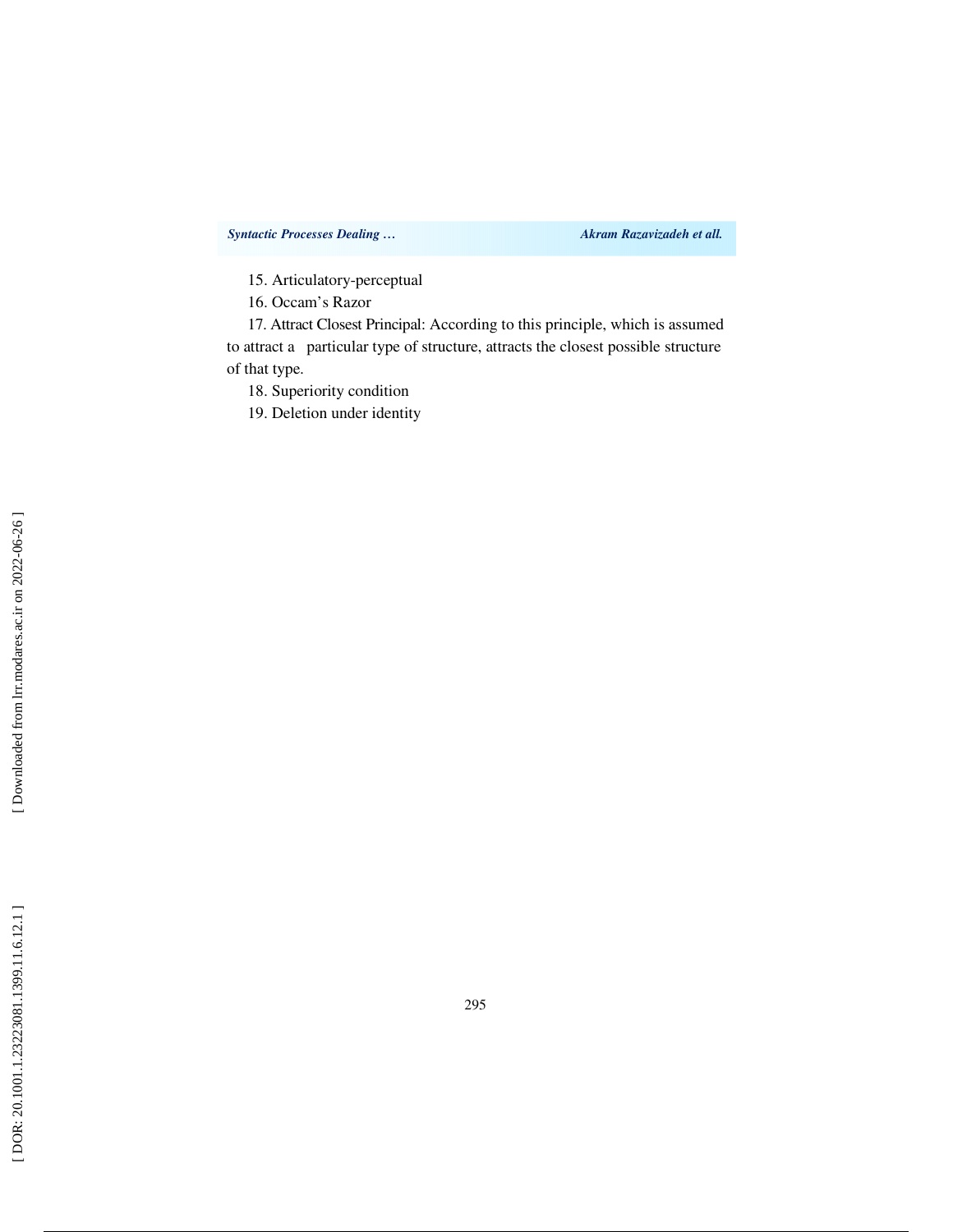15. Articulatory-perceptual

16. Occam's Razor

17. Attract Closest Principal: According to this principle, which is assumed to attract a particular type of structure, attracts the closest possible structure of that type.

18. Superiority condition

19. Deletion under identity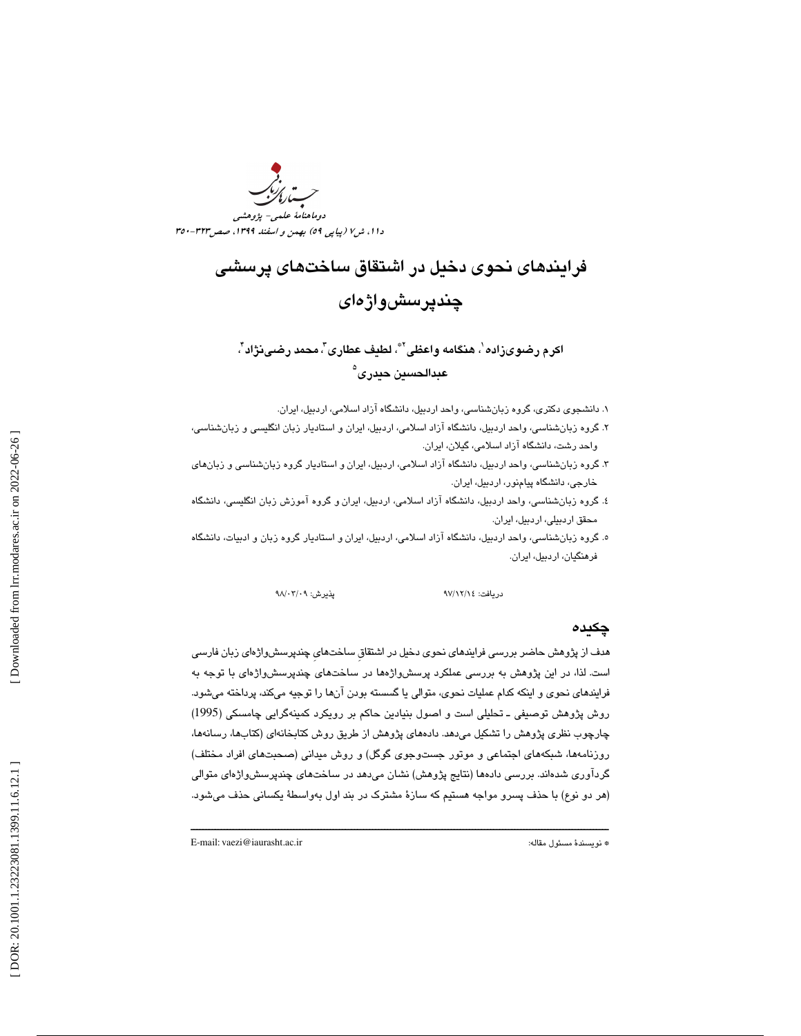# فرایندهای نحوی دخیل در اشتقاق ساخت‌های پرسشی چندپرسش‌واژه‌ای

**اکرم رضوی‌زاده[1]، هنگامه واعظی[2*]، لطیف عطاری[3]، محمد رضی‌نژاد[4]، عبدالحسین حیدری[5]**

۱. دانشجوی دکتری، گروه زبان‌شناسی، واحد اردبیل، دانشگاه آزاد اسلامی، اردبیل، ایران.

۲. گروه زبان‌شناسی، واحد اردبیل، دانشگاه آزاد اسلامی، اردبیل، ایران و استادیار زبان انگلیسی و زبان‌شناسی، واحد رشت، دانشگاه آزاد اسلامی، گیلان، ایران.

۳. گروه زبان‌شناسی، واحد اردبیل، دانشگاه آزاد اسلامی، اردبیل، ایران و استادیار گروه زبان‌شناسی و زبان‌های خارجی، دانشگاه پیام‌نور، اردبیل، ایران.

٤. گروه زبان‌شناسی، واحد اردبیل، دانشگاه آزاد اسلامی، اردبیل، ایران و گروه آموزش زبان انگلیسی، دانشگاه محقق اردبیلی، اردبیل، ایران.

٥. گروه زبان‌شناسی، واحد اردبیل، دانشگاه آزاد اسلامی، اردبیل، ایران و استادیار گروه زبان و ادبیات، دانشگاه فرهنگیان، اردبیل، ایران.

دریافت: ۹۷/۱۲/۱٤ پذیرش: ۹۸/۰۳/۰۹

## چکیده

هدف از پژوهش حاضر بررسی فرایندهای نحوی دخیل در اشتقاقِ ساخت‌هایِ چندپرسش‌واژه‌ای زبان فارسی است. لذا، در این پژوهش به بررسی عملکرد پرسش‌واژه‌ها در ساخت‌های چندپرسش‌واژه‌ای با توجه به فرایندهای نحوی و اینکه کدام عملیات نحوی، متوالی یا گسسته بودن آن‌ها را توجیه می‌کند، پرداخته می‌شود. روش پژوهش توصیفی ـ تحلیلی است و اصول بنیادین حاکم بر رویکرد کمینه‌گرایی چامسکی (1995) چارچوب نظری پژوهش را تشکیل می‌دهد. داده‌های پژوهش از طریق روش کتابخانه‌ای (کتاب‌ها، رسانه‌ها، روزنامه‌ها، شبکه‌های اجتماعی و موتور جست‌وجوی گوگل) و روش میدانی (صحبت‌های افراد مختلف) گردآوری شده‌اند. بررسی داده‌ها (نتایج پژوهش) نشان می‌دهد در ساخت‌های چندپرسش‌واژه‌ای متوالی (هر دو نوع) با حذف پسرو مواجه هستیم که سازهٔ مشترک در بند اول به‌واسطهٔ یکسانی حذف می‌شود.

---

* نویسندهٔ مسئول مقاله: E-mail: vaezi@iaurasht.ac.ir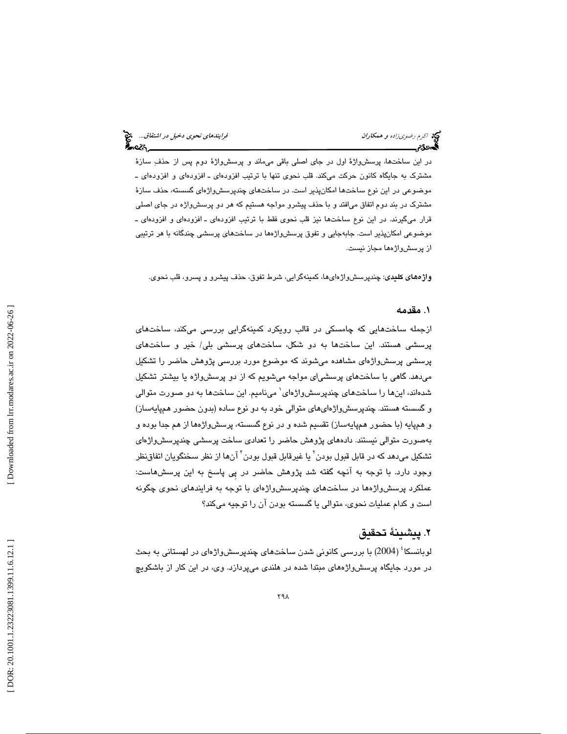در این ساخت‌ها، پرسش‌واژهٔ اول در جای اصلی باقی می‌ماند و پرسش‌واژهٔ دوم پس از حذفِ سازهٔ مشترک به جایگاه کانون حرکت می‌کند. قلب نحوی تنها با ترتیب افزوده‌ای ـ افزوده‌ای و افزوده‌ای ـ موضوعی در این نوع ساخت‌ها امکان‌پذیر است. در ساخت‌های چندپرسش‌واژه‌ای گسسته، حذف سازهٔ مشترک در بند دوم اتفاق می‌افتد و با حذف پیشرو مواجه هستیم که هر دو پرسش‌واژه در جای اصلی قرار می‌گیرند. در این نوع ساخت‌ها نیز قلب نحوی فقط با ترتیب افزوده‌ای ـ افزوده‌ای و افزوده‌ای ـ موضوعی امکان‌پذیر است. جابه‌جایی و تفوق پرسش‌واژه‌ها در ساخت‌های پرسشی چندگانه با هر ترتیبی از پرسش‌واژه‌ها مجاز نیست.

**واژه‌های کلیدی**: چندپرسش‌واژه‌ای‌ها، کمینه‌گرایی، شرط تفوق، حذف پیشرو و پسرو، قلب نحوی.

## ۱. مقدمه

ازجمله ساخت‌هایی که چامسکی در قالب رویکرد کمینه‌گرایی بررسی می‌کند، ساخت‌های پرسشی هستند. این ساخت‌ها به دو شکل، ساخت‌های پرسشی بلی/ خیر و ساخت‌های پرسشی پرسش‌واژه‌ای مشاهده می‌شوند که موضوع مورد بررسی پژوهش حاضر را تشکیل می‌دهد. گاهی با ساخت‌های پرسشی‌ای مواجه می‌شویم که از دو پرسش‌واژه یا بیشتر تشکیل شده‌اند، این‌ها را ساخت‌های چندپرسش‌واژه‌ای[1] می‌نامیم. این ساخت‌ها به دو صورت متوالی و گسسته هستند. چندپرسش‌واژه‌ای‌های متوالی خود به دو نوع ساده (بدون حضور هم‌پایه‌ساز) و هم‌پایه (با حضور هم‌پایه‌ساز) تقسیم شده و در نوع گسسته، پرسش‌واژه‌ها از هم جدا بوده و به‌صورت متوالی نیستند. داده‌های پژوهش حاضر را تعدادی ساخت پرسشی چندپرسش‌واژه‌ای تشکیل می‌دهد که در قابل قبول بودن[2] یا غیرقابل قبول بودن[3] آن‌ها از نظر سخنگویان اتفاق‌نظر وجود دارد. با توجه به آنچه گفته شد پژوهش حاضر در پیِ پاسخ به این پرسش‌هاست: عملکرد پرسش‌واژه‌ها در ساخت‌های چندپرسش‌واژه‌ای با توجه به فرایندهای نحوی چگونه است و کدام عملیات نحوی، متوالی یا گسسته بودن آن را توجیه می‌کند؟

## ۲. پیشینهٔ تحقیق

لوبانسکا[4] (2004) با بررسی کانونی شدن ساخت‌های چندپرسش‌واژه‌ای در لهستانی به بحث در مورد جایگاه پرسش‌واژه‌های مبتدا شده در هلندی می‌پردازد. وی، در این کار از باشکویچ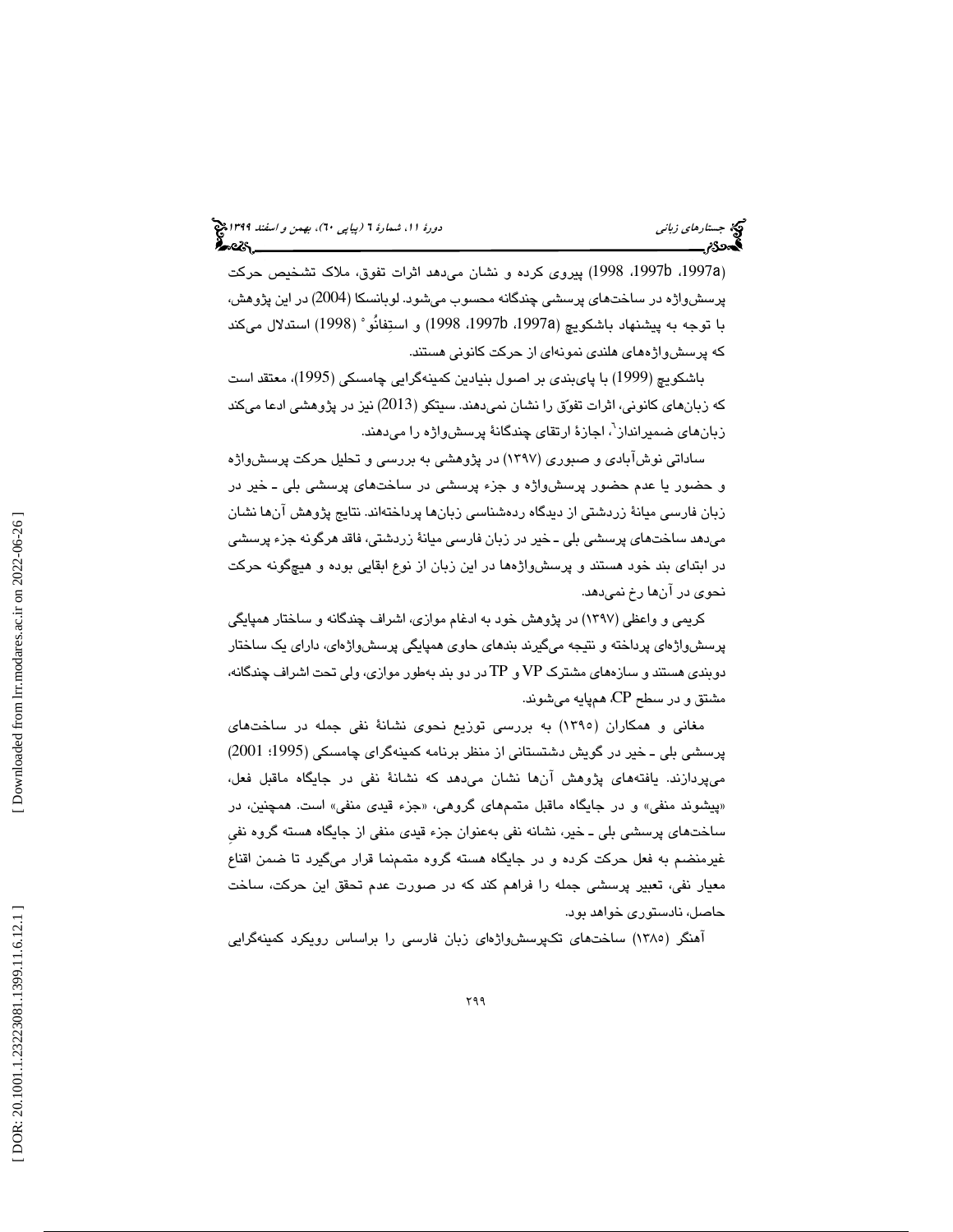(1997a، 1997b، 1998) پیروی کرده و نشان می‌دهد اثرات تفوق، ملاک تشخیص حرکت پرسش‌واژه در ساخت‌های پرسشی چندگانه محسوب می‌شود. لوبانسکا (2004) در این پژوهش، با توجه به پیشنهاد باشکویچ (1997a، 1997b، 1998) و استِفانُو[5] (1998) استدلال می‌کند که پرسش‌واژه‌های هلندی نمونه‌ای از حرکت کانونی هستند.

باشکویچ (1999) با پای‌بندی بر اصول بنیادین کمینه‌گرایی چامسکی (1995)، معتقد است که زبان‌های کانونی، اثرات تفوّق را نشان نمی‌دهند. سیتکو (2013) نیز در پژوهشی ادعا می‌کند زبان‌های ضمیرانداز[6]، اجازهٔ ارتقای چندگانهٔ پرسش‌واژه را می‌دهند.

ساداتی نوش‌آبادی و صبوری (۱۳۹۷) در پژوهشی به بررسی و تحلیل حرکت پرسش‌واژه و حضور یا عدم حضور پرسش‌واژه و جزء پرسشی در ساخت‌های پرسشی بلی ـ خیر در زبان فارسی میانهٔ زردشتی از دیدگاه رده‌شناسی زبان‌ها پرداخته‌اند. نتایج پژوهش آن‌ها نشان می‌دهد ساخت‌های پرسشی بلی ـ خیر در زبان فارسی میانهٔ زردشتی، فاقد هرگونه جزء پرسشی در ابتدای بند خود هستند و پرسش‌واژه‌ها در این زبان از نوع ابقایی بوده و هیچ‌گونه حرکت نحوی در آن‌ها رخ نمی‌دهد.

کریمی و واعظی (۱۳۹۷) در پژوهش خود به ادغام موازی، اشراف چندگانه و ساختار همپایگی پرسش‌واژه‌ای پرداخته و نتیجه می‌گیرند بندهای حاوی همپایگی پرسش‌واژه‌ای، دارای یک ساختار دوبندی هستند و سازه‌های مشترک VP و TP در دو بند به‌طور موازی، ولی تحت اشراف چندگانه، مشتق و در سطح CP، هم‌پایه می‌شوند.

مغانی و همکاران (۱۳۹۵) به بررسی توزیع نحوی نشانهٔ نفی جمله در ساخت‌های پرسشی بلی ـ خیر در گویش دشتستانی از منظر برنامه کمینه‌گرای چامسکی (1995؛ 2001) می‌پردازند. یافته‌های پژوهش آن‌ها نشان می‌دهد که نشانهٔ نفی در جایگاه ماقبل فعل، «پیشوند منفی» و در جایگاه ماقبل متمم‌های گروهی، «جزء قیدی منفی» است. همچنین، در ساخت‌های پرسشی بلی ـ خیر، نشانه نفی به‌عنوان جزء قیدی منفی از جایگاه هسته گروه نفیِ غیرمنضم به فعل حرکت کرده و در جایگاه هسته گروه متمم‌نما قرار می‌گیرد تا ضمن اقناع معیار نفی، تعبیر پرسشی جمله را فراهم کند که در صورت عدم تحقق این حرکت، ساخت حاصل، نادستوری خواهد بود.

آهنگر (۱۳۸۵) ساخت‌های تک‌پرسش‌واژه‌ای زبان فارسی را براساس رویکرد کمینه‌گرایی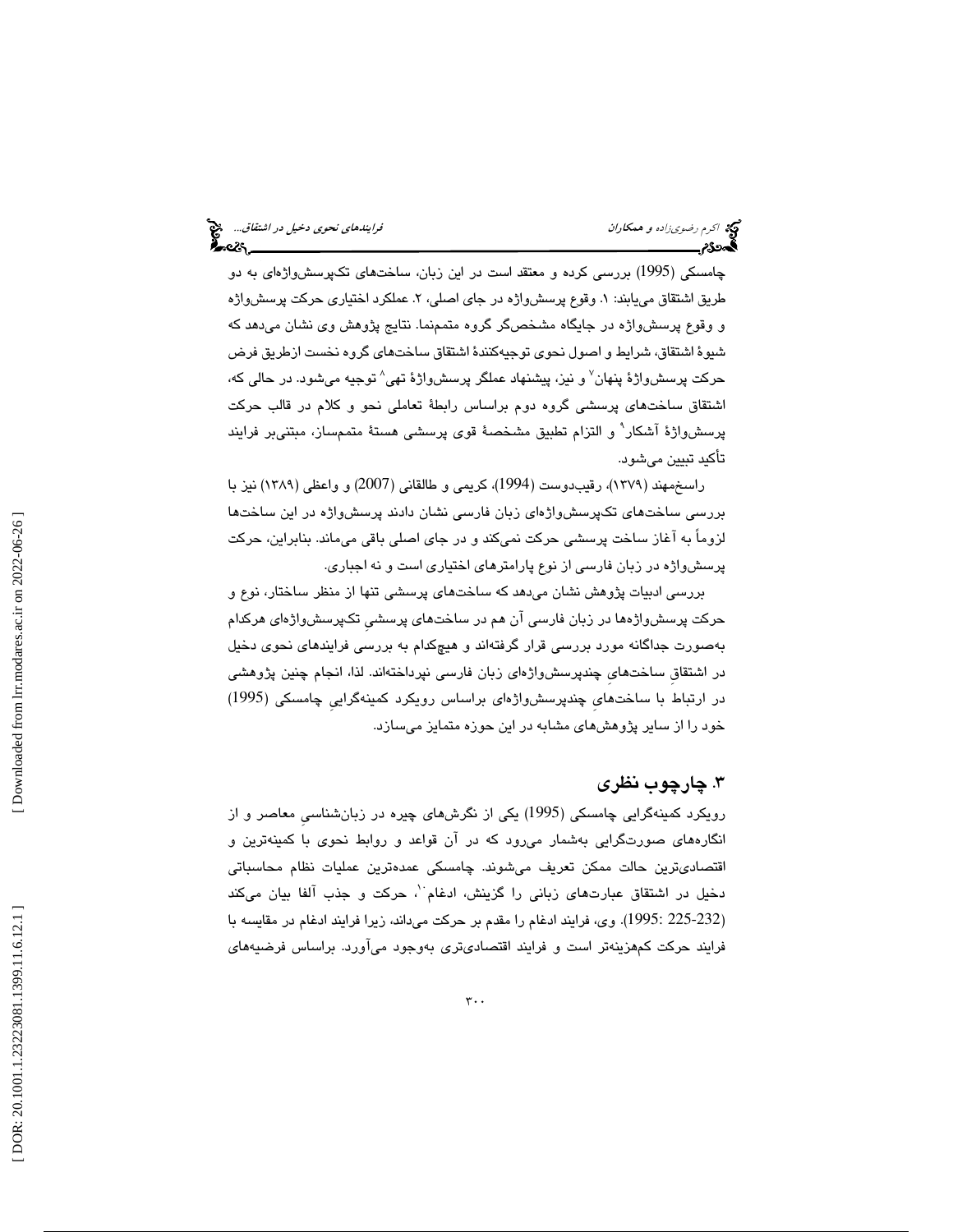چامسکی (1995) بررسی کرده و معتقد است در این زبان، ساخت‌های تک‌پرسش‌واژه‌ای به دو طریق اشتقاق می‌یابند: ۱. وقوع پرسش‌واژه در جای اصلی، ۲. عملکرد اختیاری حرکت پرسش‌واژه و وقوع پرسش‌واژه در جایگاه مشخص‌گر گروه متمم‌نما. نتایج پژوهش وی نشان می‌دهد که شیوهٔ اشتقاق، شرایط و اصول نحوی توجیه‌کنندهٔ اشتقاق ساخت‌های گروه نخست ازطریق فرض حرکت پرسش‌واژهٔ پنهان[۷] و نیز، پیشنهاد عملگر پرسش‌واژهٔ تهی[۸] توجیه می‌شود. در حالی که، اشتقاق ساخت‌های پرسشی گروه دوم براساس رابطهٔ تعاملی نحو و کلام در قالب حرکت پرسش‌واژهٔ آشکار[۹] و التزام تطبیق مشخصهٔ قوی پرسشی هستهٔ متمم‌ساز، مبتنی‌بر فرایند تأکید تبیین می‌شود.

راسخ‌مهند (۱۳۷۹)، رقیب‌دوست (1994)، کریمی و طالقانی (2007) و واعظی (۱۳۸۹) نیز با بررسی ساخت‌های تک‌پرسش‌واژه‌ای زبان فارسی نشان دادند پرسش‌واژه در این ساخت‌ها لزوماً به آغاز ساخت پرسشی حرکت نمی‌کند و در جای اصلی باقی می‌ماند. بنابراین، حرکت پرسش‌واژه در زبان فارسی از نوع پارامترهای اختیاری است و نه اجباری.

بررسی ادبیات پژوهش نشان می‌دهد که ساخت‌های پرسشی تنها از منظر ساختار، نوع و حرکت پرسش‌واژه‌ها در زبان فارسی آن هم در ساخت‌های پرسشیِ تک‌پرسش‌واژه‌ای هرکدام به‌صورت جداگانه مورد بررسی قرار گرفته‌اند و هیچ‌کدام به بررسی فرایندهای نحوی دخیل در اشتقاقِ ساخت‌هایِ چندپرسش‌واژه‌ای زبان فارسی نپرداخته‌اند. لذا، انجام چنین پژوهشی در ارتباط با ساخت‌هایِ چندپرسش‌واژه‌ای براساس رویکرد کمینه‌گراییِ چامسکی (1995) خود را از سایر پژوهش‌های مشابه در این حوزه متمایز می‌سازد.

## ۳. چارچوب نظری

رویکرد کمینه‌گرایی چامسکی (1995) یکی از نگرش‌های چیره در زبان‌شناسیِ معاصر و از انگاره‌های صورت‌گرایی به‌شمار می‌رود که در آن قواعد و روابط نحوی با کمینه‌ترین و اقتصادی‌ترین حالت ممکن تعریف می‌شوند. چامسکی عمده‌ترین عملیات نظام محاسباتی دخیل در اشتقاق عبارت‌های زبانی را گزینش، ادغام[۱۰]، حرکت و جذب آلفا بیان می‌کند (232-225 :1995). وی، فرایند ادغام را مقدم بر حرکت می‌داند، زیرا فرایند ادغام در مقایسه با فرایند حرکت کم‌هزینه‌تر است و فرایند اقتصادی‌تری به‌وجود می‌آورد. براساس فرضیه‌های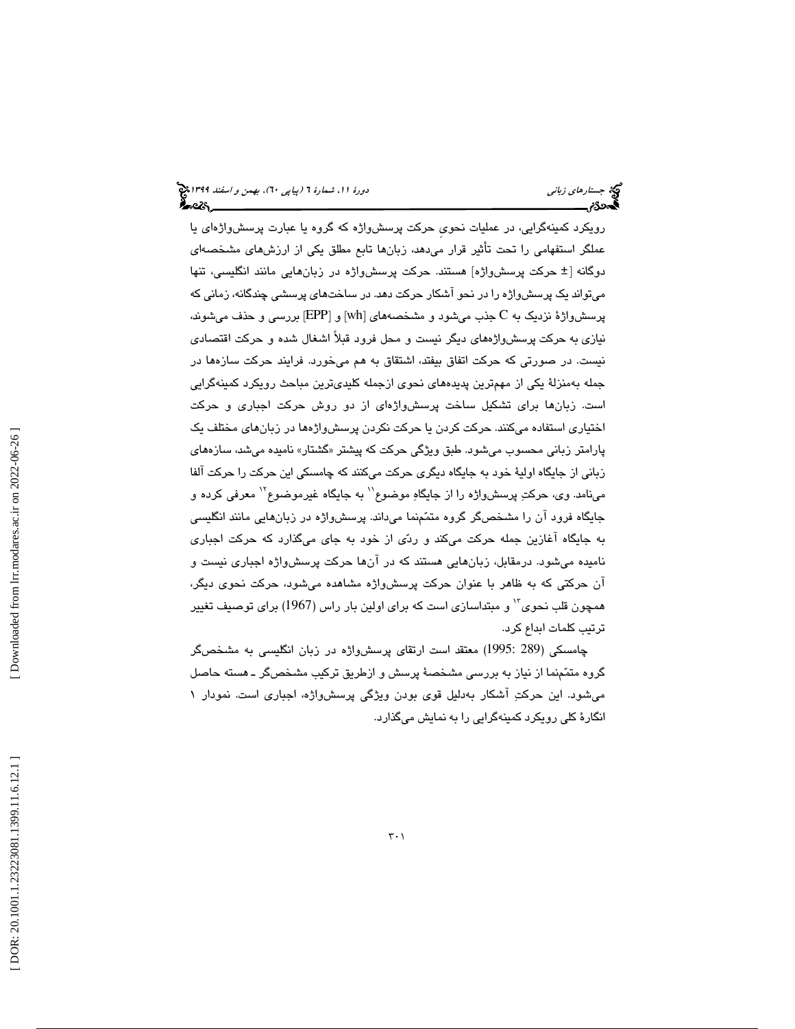رویکرد کمینه‌گرایی، در عملیات نحویِ حرکت پرسش‌واژه که گروه یا عبارت پرسش‌واژه‌ای یا عملگر استفهامی را تحت تأثیر قرار می‌دهد، زبان‌ها تابع مطلق یکی از ارزش‌های مشخصه‌ای دوگانه [± حرکت پرسش‌واژه] هستند. حرکت پرسش‌واژه در زبان‌هایی مانند انگلیسی، تنها می‌تواند یک پرسش‌واژه را در نحو آشکار حرکت دهد. در ساخت‌های پرسشی چندگانه، زمانی که پرسش‌واژۀ نزدیک به C جذب می‌شود و مشخصه‌های [wh] و [EPP] بررسی و حذف می‌شوند، نیازی به حرکت پرسش‌واژه‌های دیگر نیست و محل فرود قبلاً اشغال شده و حرکت اقتصادی نیست. در صورتی که حرکت اتفاق بیفتد، اشتقاق به هم می‌خورد. فرایند حرکت سازه‌ها در جمله به‌منزلۀ یکی از مهم‌ترین پدیده‌های نحوی ازجمله کلیدی‌ترین مباحث رویکرد کمینه‌گرایی است. زبان‌ها برای تشکیل ساخت پرسش‌واژه‌ای از دو روش حرکت اجباری و حرکت اختیاری استفاده می‌کنند. حرکت کردن یا حرکت نکردن پرسش‌واژه‌ها در زبان‌های مختلف یک پارامتر زبانی محسوب می‌شود. طبق ویژگی حرکت که پیشتر «گشتار» نامیده می‌شد، سازه‌های زبانی از جایگاه اولیۀ خود به جایگاه دیگری حرکت می‌کنند که چامسکی این حرکت را حرکت آلفا می‌نامد. وی، حرکتِ پرسش‌واژه را از جایگاهِ موضوع[11] به جایگاه غیرموضوع[12] معرفی کرده و جایگاه فرود آن را مشخص‌گر گروه متمّم‌نما می‌داند. پرسش‌واژه در زبان‌هایی مانند انگلیسی به جایگاه آغازین جمله حرکت می‌کند و ردّی از خود به جای می‌گذارد که حرکت اجباری نامیده می‌شود. درمقابل، زبان‌هایی هستند که در آن‌ها حرکت پرسش‌واژه اجباری نیست و آن حرکتی که به ظاهر با عنوان حرکت پرسش‌واژه مشاهده می‌شود، حرکت نحوی دیگر، همچون قلب نحوی[13] و مبتداسازی است که برای اولین بار راس (1967) برای توصیف تغییر ترتیب کلمات ابداع کرد.

چامسکی (289 :1995) معتقد است ارتقای پرسش‌واژه در زبان انگلیسی به مشخص‌گر گروه متمّم‌نما از نیاز به بررسی مشخصۀ پرسش و ازطریق ترکیب مشخص‌گر ـ هسته حاصل می‌شود. این حرکتِ آشکار به‌دلیل قوی بودن ویژگی پرسش‌واژه، اجباری است. نمودار ۱ انگارۀ کلی رویکرد کمینه‌گرایی را به نمایش می‌گذارد.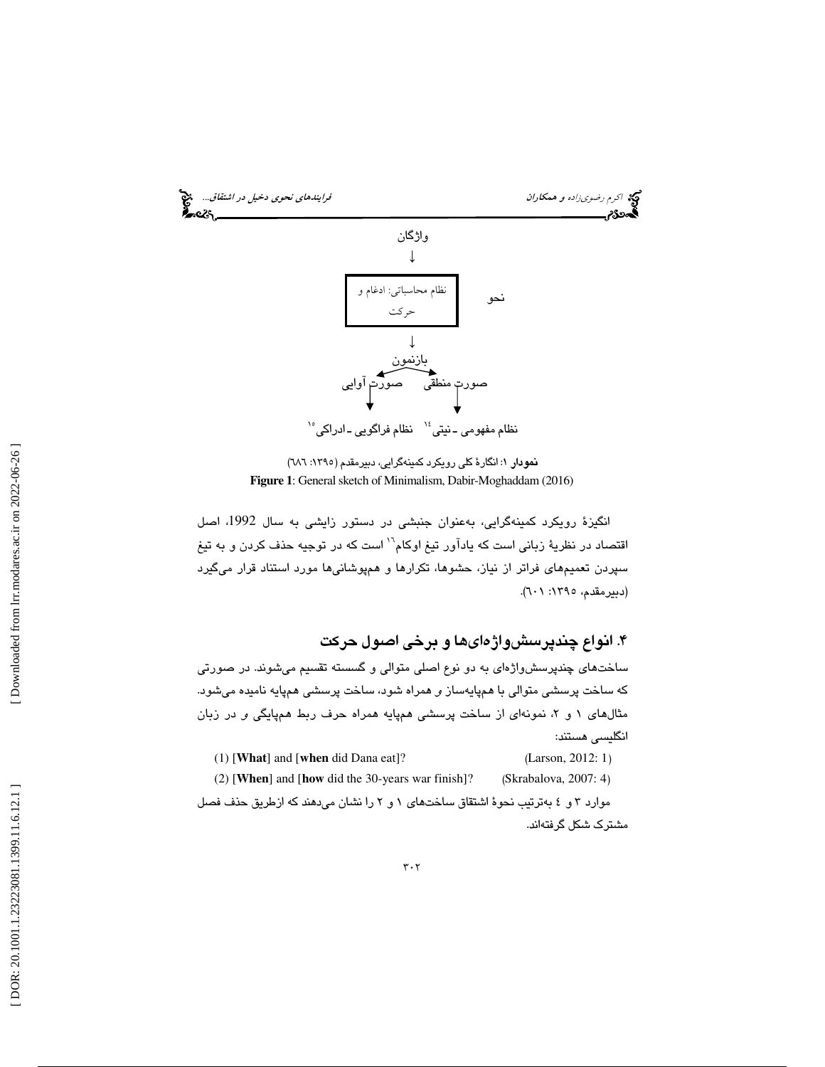واژگان

↓

نحو: نظام محاسباتی: ادغام و حرکت

↓

بازنمون

صورت منطقی ← → صورت آوایی

↓ ↓

نظام مفهومی ـ نیتی[14] نظام فراگویی ـ ادراکی[15]

**نمودار ۱:** انگارهٔ کلی رویکرد کمینه‌گرایی، دبیرمقدم (۱۳۹۵: ٦٨٦)

**Figure 1**: General sketch of Minimalism, Dabir-Moghaddam (2016)

انگیزهٔ رویکرد کمینه‌گرایی، به‌عنوان جنبشی در دستور زایشی به سال 1992، اصل اقتصاد در نظریهٔ زبانی است که یادآور تیغ اوکام[16] است که در توجیه حذف کردن و به تیغ سپردن تعمیم‌های فراتر از نیاز، حشوها، تکرارها و هم‌پوشانی‌ها مورد استناد قرار می‌گیرد (دبیرمقدم، ۱۳۹۵: ٦٠١).

## ۴. انواع چندپرسش‌واژه‌ای‌ها و برخی اصول حرکت

ساخت‌های چندپرسش‌واژه‌ای به دو نوع اصلی متوالی و گسسته تقسیم می‌شوند. در صورتی که ساخت پرسشی متوالی با هم‌پایه‌ساز و همراه شود، ساخت پرسشی هم‌پایه نامیده می‌شود. مثال‌های ۱ و ۲، نمونه‌ای از ساخت پرسشی هم‌پایه همراه حرف ربط هم‌پایگی و در زبان انگلیسی هستند:

(1) [**What**] and [**when** did Dana eat]? (Larson, 2012: 1)

(2) [**When**] and [**how** did the 30-years war finish]? (Skrabalova, 2007: 4)

موارد ۳ و ٤ به‌ترتیب نحوهٔ اشتقاق ساخت‌های ۱ و ۲ را نشان می‌دهند که ازطریق حذف فصل مشترک شکل گرفته‌اند.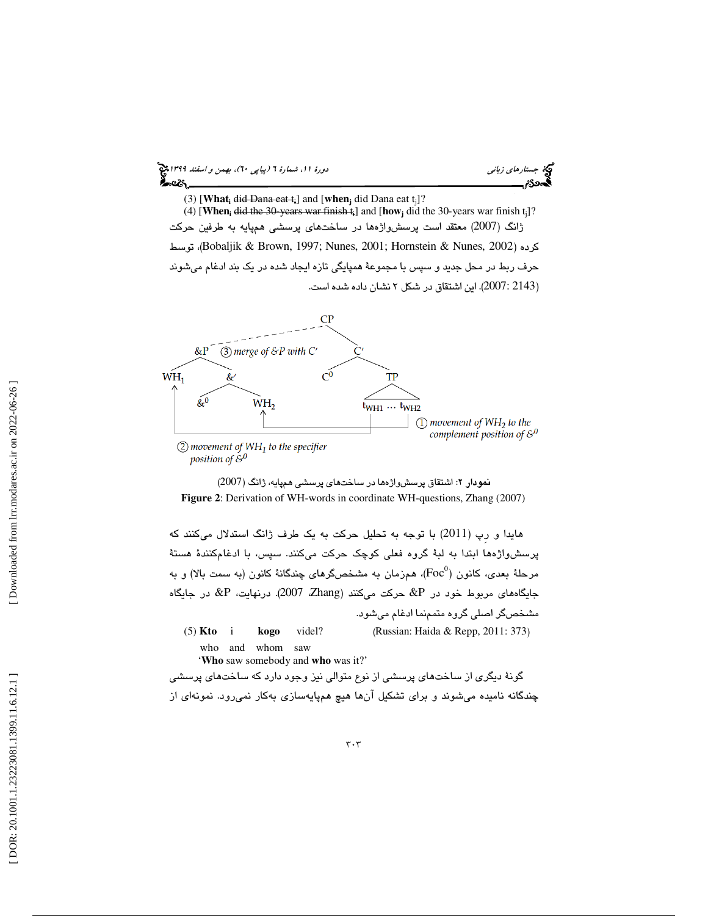(3) [**What**$_i$ ~~did Dana eat t$_i$~~] and [**when**$_j$ did Dana eat t$_j$]?

(4) [**When**$_i$ ~~did the 30-years war finish t$_i$~~] and [**how**$_j$ did the 30-years war finish t$_j$]?

ژانگ (2007) معتقد است پرسش‌واژه‌ها در ساخت‌های پرسشی همپایه به طرفین حرکت کرده (Bobaljik & Brown, 1997; Nunes, 2001; Hornstein & Nunes, 2002)، توسط حرف ربط در محل جدید و سپس با مجموعهٔ همپایگی تازه ایجاد شده در یک بند ادغام می‌شوند (2007: 2143). این اشتقاق در شکل ۲ نشان داده شده است.

**نمودار ۲**: اشتقاق پرسش‌واژه‌ها در ساخت‌های پرسشی همپایه، ژانگ (2007)

**Figure 2**: Derivation of WH-words in coordinate WH-questions, Zhang (2007)

هایدا و رِپ (2011) با توجه به تحلیل حرکت به یک طرف ژانگ استدلال می‌کنند که پرسش‌واژه‌ها ابتدا به لبهٔ گروه فعلی کوچک حرکت می‌کنند. سپس، با ادغام‌کنندهٔ هستهٔ مرحلهٔ بعدی، کانون ($Foc^0$)، همزمان به مشخص‌گرهای چندگانهٔ کانون (به سمت بالا) و به جایگاه‌های مربوط خود در &P حرکت می‌کنند (Zhang, 2007). درنهایت، &P در جایگاه مشخص‌گر اصلی گروه متمم‌نما ادغام می‌شود.

(5) **Kto** i **kogo** videl? (Russian: Haida & Repp, 2011: 373)

who and whom saw

'**Who** saw somebody and **who** was it?'

گونهٔ دیگری از ساخت‌های پرسشی از نوع متوالی نیز وجود دارد که ساخت‌های پرسشی چندگانه نامیده می‌شوند و برای تشکیل آن‌ها هیچ همپایه‌سازی به‌کار نمی‌رود. نمونه‌ای از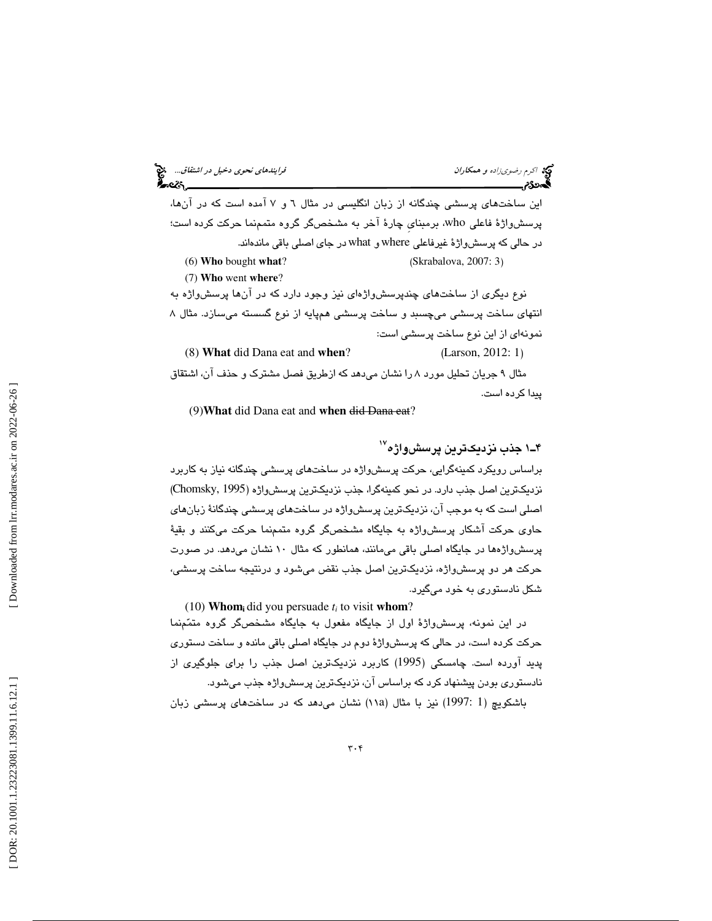این ساخت‌های پرسشی چندگانه از زبان انگلیسی در مثال ٦ و ٧ آمده است که در آن‌ها، پرسش‌واژۀ فاعلی who، برمبنایِ چارۀ آخر به مشخص‌گر گروه متمم‌نما حرکت کرده است؛ در حالی که پرسش‌واژۀ غیرفاعلیِ where و what در جای اصلی باقی مانده‌اند.

(6) **Who** bought **what**? (Skrabalova, 2007: 3)

(7) **Who** went **where**?

نوع دیگری از ساخت‌های چندپرسش‌واژه‌ای نیز وجود دارد که در آن‌ها پرسش‌واژه به انتهای ساخت پرسشی می‌چسبد و ساخت پرسشی هم‌پایه از نوع گسسته می‌سازد. مثال ٨ نمونه‌ای از این نوع ساخت پرسشی است:

(8) **What** did Dana eat and **when**? (Larson, 2012: 1)

مثال ٩ جریان تحلیل مورد ٨ را نشان می‌دهد که ازطریق فصل مشترک و حذف آن، اشتقاق پیدا کرده است.

(9)**What** did Dana eat and **when** ~~did Dana eat~~?

## ٤ـ١ جذب نزدیک‌ترین پرسش‌واژه[17]

براساس رویکرد کمینه‌گرایی، حرکت پرسش‌واژه در ساخت‌های پرسشی چندگانه نیاز به کاربرد نزدیک‌ترین اصل جذب دارد. در نحو کمینه‌گرا، جذب نزدیک‌ترین پرسش‌واژه (Chomsky, 1995) اصلی است که به موجب آن، نزدیک‌ترین پرسش‌واژه در ساخت‌های پرسشی چندگانۀ زبان‌های حاوی حرکت آشکار پرسش‌واژه به جایگاه مشخص‌گر گروه متمم‌نما حرکت می‌کنند و بقیۀ پرسش‌واژه‌ها در جایگاه اصلی باقی می‌مانند، همانطور که مثال ١٠ نشان می‌دهد. در صورت حرکت هر دو پرسش‌واژه، نزدیک‌ترین اصل جذب نقض می‌شود و درنتیجه ساخت پرسشی، شکل نادستوری به خود می‌گیرد.

(10) **Whom$_i$** did you persuade $t_i$ to visit **whom**?

در این نمونه، پرسش‌واژۀ اول از جایگاه مفعول به جایگاه مشخص‌گر گروه متمّم‌نما حرکت کرده است، در حالی که پرسش‌واژۀ دوم در جایگاه اصلی باقی مانده و ساخت دستوری پدید آورده است. چامسکی (1995) کاربرد نزدیک‌ترین اصل جذب را برای جلوگیری از نادستوری بودن پیشنهاد کرد که براساس آن، نزدیک‌ترین پرسش‌واژه جذب می‌شود.

باشکویچ (1 :1997) نیز با مثال (١١a) نشان می‌دهد که در ساخت‌های پرسشی زبان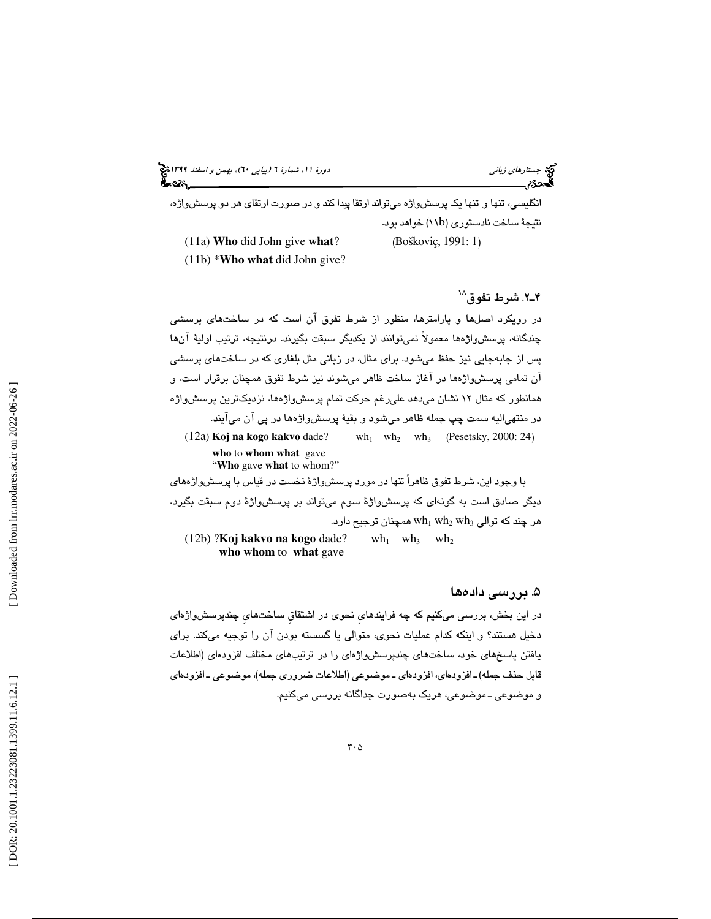انگلیسی، تنها و تنها یک پرسش‌واژه می‌تواند ارتقا پیدا کند و در صورت ارتقای هر دو پرسش‌واژه، نتیجهٔ ساخت نادستوری (۱۱b) خواهد بود.

(11a) **Who** did John give **what**? (Bošković, 1991: 1)

(11b) *​**Who what** did John give?

### ۴ـ۲. شرط تفوق[18]

در رویکرد اصل‌ها و پارامترها، منظور از شرط تفوق آن است که در ساخت‌های پرسشی چندگانه، پرسش‌واژه‌ها معمولاً نمی‌توانند از یکدیگر سبقت بگیرند. درنتیجه، ترتیب اولیهٔ آن‌ها پس از جابه‌جایی نیز حفظ می‌شود. برای مثال، در زبانی مثل بلغاری که در ساخت‌های پرسشی آن تمامی پرسش‌واژه‌ها در آغاز ساخت ظاهر می‌شوند نیز شرط تفوق همچنان برقرار است، و همانطور که مثال ۱۲ نشان می‌دهد علی‌رغم حرکت تمام پرسش‌واژه‌ها، نزدیک‌ترین پرسش‌واژه در منتهی‌الیه سمت چپ جمله ظاهر می‌شود و بقیهٔ پرسش‌واژه‌ها در پی آن می‌آیند.

(12a) **Koj na kogo kakvo** dade? $wh_1$ $wh_2$ $wh_3$ (Pesetsky, 2000: 24)
**who** to **whom what** gave
"**Who** gave **what** to whom?"

با وجود این، شرط تفوق ظاهراً تنها در مورد پرسش‌واژهٔ نخست در قیاس با پرسش‌واژه‌های دیگر صادق است به گونه‌ای که پرسش‌واژهٔ سوم می‌تواند بر پرسش‌واژهٔ دوم سبقت بگیرد، هر چند که توالی $wh_1$ $wh_2$ $wh_3$ همچنان ترجیح دارد.

(12b) ?**Koj kakvo na kogo** dade? $wh_1$ $wh_3$ $wh_2$
**who whom** to **what** gave

## ۵. بررسی داده‌ها

در این بخش، بررسی می‌کنیم که چه فرایندهایِ نحوی در اشتقاقِ ساخت‌هایِ چندپرسش‌واژه‌ای دخیل هستند؟ و اینکه کدام عملیات نحوی، متوالی یا گسسته بودن آن را توجیه می‌کند. برای یافتن پاسخ‌های خود، ساخت‌های چندپرسش‌واژه‌ای را در ترتیب‌های مختلف افزوده‌ای (اطلاعات قابل حذف جمله)ـ افزوده‌ای، افزوده‌ای ـ موضوعی (اطلاعات ضروری جمله)، موضوعی ـ افزوده‌ای و موضوعی ـ موضوعی، هریک به‌صورت جداگانه بررسی می‌کنیم.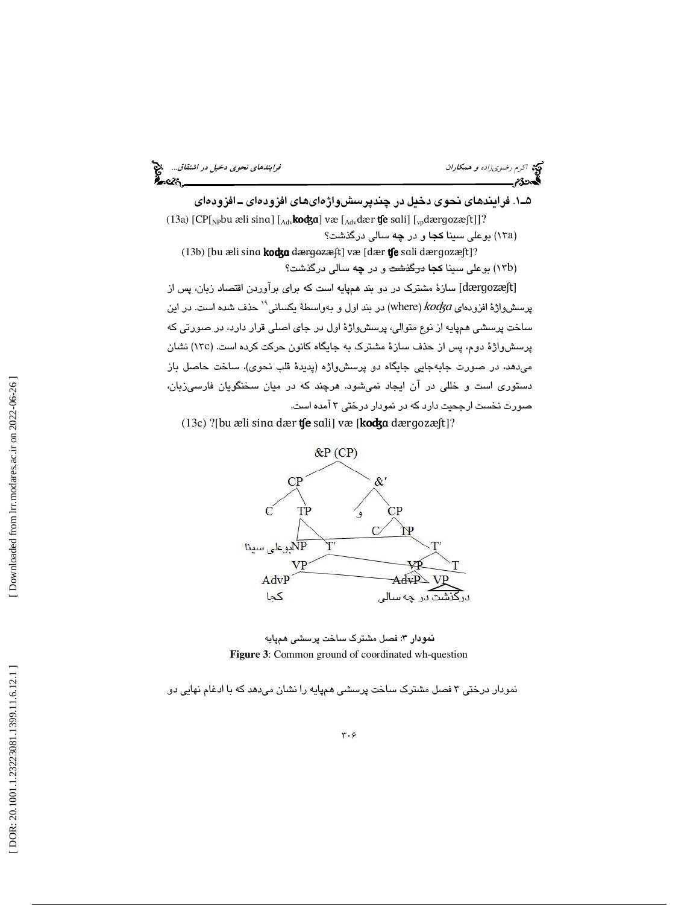### ۵ـ۱. فرایندهای نحوی دخیل در چندپرسش‌واژه‌ای‌های افزوده‌ای ـ افزوده‌ای

(13a) [CP[$_{NP}$bu æli sinɑ] [$_{Adv}$**koʤɑ**] væ [$_{Adv}$dær **ʧe** sɑli] [$_{vp}$dærgozæʃt]]?

(۱۳a) بوعلی سینا **کجا** و در **چه** سالی درگذشت؟

(13b) [bu æli sinɑ **koʤɑ** ~~dærgozæʃt~~] væ [dær **ʧe** sɑli dærgozæʃt]?

(۱۳b) بوعلی سینا **کجا** ~~درگذشت~~ و در **چه** سالی درگذشت؟

[dærgozæʃt] سازهٔ مشترک در دو بند هم‌پایه است که برای برآوردن اقتصاد زبان، پس از پرسش‌واژهٔ افزوده‌ای *koʤɑ* (where) در بند اول و به‌واسطهٔ یکسانی[۱۹] حذف شده است. در این ساخت پرسشی هم‌پایه از نوع متوالی، پرسش‌واژهٔ اول در جای اصلی قرار دارد، در صورتی که پرسش‌واژهٔ دوم، پس از حذف سازهٔ مشترک به جایگاه کانون حرکت کرده است. (۱۳c) نشان می‌دهد، در صورت جابه‌جایی جایگاه دو پرسش‌واژه (پدیدهٔ قلب نحوی)، ساخت حاصل باز دستوری است و خللی در آن ایجاد نمی‌شود. هرچند که در میان سخنگویان فارسی‌زبان، صورت نخست ارجحیت دارد که در نمودار درختی ۳ آمده است.

(13c) ?[bu æli sinɑ dær **ʧe** sɑli] væ [**koʤɑ** dærgozæʃt]?

**نمودار ۳**: فصل مشترک ساخت پرسشی هم‌پایه

**Figure 3**: Common ground of coordinated wh-question

نمودار درختی ۳ فصل مشترک ساخت پرسشی هم‌پایه را نشان می‌دهد که با ادغام نهایی دو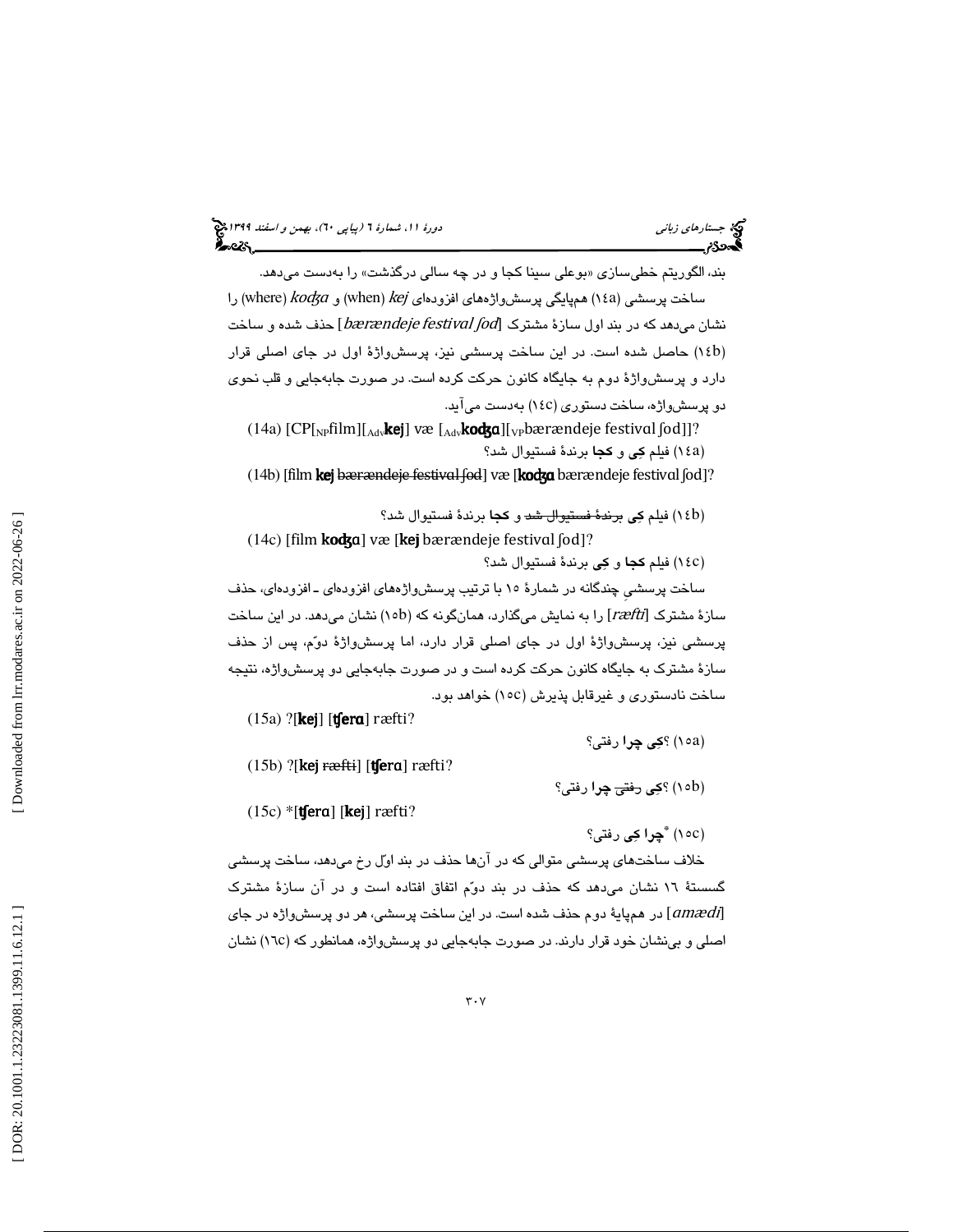بند، الگوریتم خطی‌سازی «بوعلی سینا کجا و در چه سالی درگذشت» را به‌دست می‌دهد.

ساخت پرسشی (١٤a) هم‌پایگی پرسش‌واژه‌های افزوده‌ای *kej* (when) و *koʤɑ* (where) را نشان می‌دهد که در بند اول سازهٔ مشترک [*bærændeje festivɑl ʃod*] حذف شده و ساخت (١٤b) حاصل شده است. در این ساخت پرسشی نیز، پرسش‌واژهٔ اول در جای اصلی قرار دارد و پرسش‌واژهٔ دوم به جایگاه کانون حرکت کرده است. در صورت جابه‌جایی و قلب نحوی دو پرسش‌واژه، ساخت دستوری (١٤c) به‌دست می‌آید.

(14a) [CP[$_{NP}$film][$_{Adv}$**kej**] væ [$_{Adv}$**koʤɑ**][$_{VP}$bærændeje festivɑl ʃod]]?

(١٤a) فیلم **کِی** و **کجا** برندهٔ فستیوال شد؟

(14b) [film **kej** ~~bærændeje festivɑl ʃod~~] væ [**koʤɑ** bærændeje festivɑl ʃod]?

(١٤b) فیلم **کِی** ~~برندهٔ فستیوال شد~~ و **کجا** برندهٔ فستیوال شد؟

(14c) [film **koʤɑ**] væ [**kej** bærændeje festivɑl ʃod]?

(١٤c) فیلم **کجا** و **کِی** برندهٔ فستیوال شد؟

ساخت پرسشیِ چندگانه در شمارهٔ ١٥ با ترتیب پرسش‌واژه‌های افزوده‌ای ـ افزوده‌ای، حذف سازهٔ مشترک [*ræfti*] را به نمایش می‌گذارد، همان‌گونه که (١٥b) نشان می‌دهد. در این ساخت پرسشی نیز، پرسش‌واژهٔ اول در جای اصلی قرار دارد، اما پرسش‌واژهٔ دوّم، پس از حذف سازهٔ مشترک به جایگاه کانون حرکت کرده است و در صورت جابه‌جایی دو پرسش‌واژه، نتیجه ساخت نادستوری و غیرقابل پذیرش (١٥c) خواهد بود.

(15a) ?[**kej**] [**ʧerɑ**] ræfti?

(١٥a) ؟**کِی چرا** رفتی؟

(15b) ?[**kej** ~~ræfti~~] [**ʧerɑ**] ræfti?

(١٥b) ؟**کِی** ~~رفتی~~ **چرا** رفتی؟

(15c) *[**ʧerɑ**] [**kej**] ræfti?

(١٥c) ***چرا کِی** رفتی؟

خلاف ساخت‌های پرسشی متوالی که در آن‌ها حذف در بند اوّل رخ می‌دهد، ساخت پرسشی گسستهٔ ١٦ نشان می‌دهد که حذف در بند دوّم اتفاق افتاده است و در آن سازهٔ مشترک [*amædi*] در هم‌پایهٔ دوم حذف شده است. در این ساخت پرسشی، هر دو پرسش‌واژه در جای اصلی و بی‌نشان خود قرار دارند. در صورت جابه‌جایی دو پرسش‌واژه، همانطور که (١٦c) نشان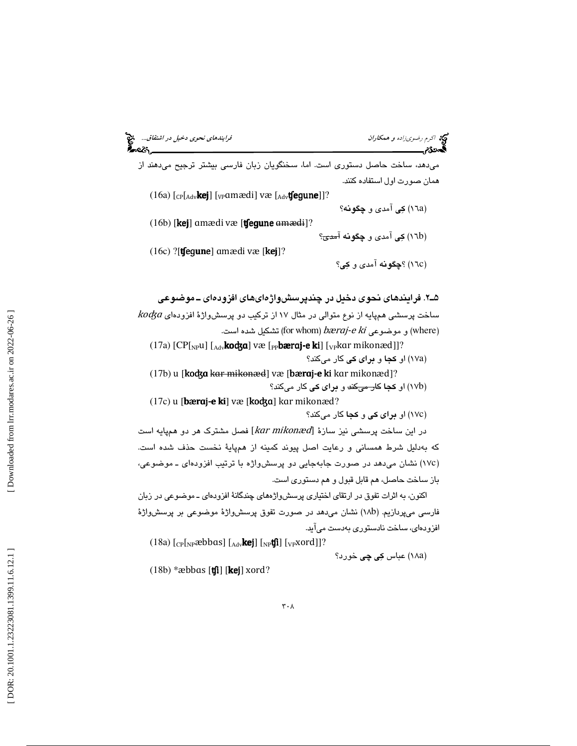می‌دهد، ساخت حاصل دستوری است. اما، سخنگویان زبان فارسی بیشتر ترجیح می‌دهند از همان صورت اول استفاده کنند.

(16a) [$_{CP}$[$_{Adv}$**kej**] [$_{VP}$ɑmædi] væ [$_{Adv}$**ʧegune**]]?

(۱۶a) **کِی** آمدی و **چگونه**؟

(16b) [**kej**] ɑmædi væ [**ʧegune** ~~ɑmædi~~]?

(۱۶b) **کِی** آمدی و **چگونه** ~~آمدی~~؟

(16c) ?[**ʧegune**] ɑmædi væ [**kej**]?

(۱۶c) ؟**چگونه** آمدی و **کِی**؟

## ۵ـ۲. فرایندهای نحوی دخیل در چندپرسش‌واژه‌ای‌های افزوده‌ای ـ موضوعی

ساخت پرسشی هم‌پایه از نوع متوالی در مثال ۱۷ از ترکیب دو پرسش‌واژهٔ افزوده‌ای *koʤɑ* (where) و موضوعی *bæraj-e ki* (for whom) تشکیل شده است.

(17a) [CP[$_{NP}$u] [$_{Adv}$**koʤɑ**] væ [$_{PP}$**bæraj-e ki**] [$_{VP}$kɑr mikonæd]]?

(۱۷a) او **کجا** و **برای کی** کار می‌کند؟

(17b) u [**koʤɑ** ~~kɑr mikonæd~~] væ [**bæraj-e ki** kɑr mikonæd]?

(۱۷b) او **کجا** ~~کار می‌کند~~ و **برای کی** کار می‌کند؟

(17c) u [**bæraj-e ki**] væ [**koʤɑ**] kɑr mikonæd?

(۱۷c) او **برای کی** و **کجا** کار می‌کند؟

در این ساخت پرسشی نیز سازهٔ [*kɑr mikonæd*] فصل مشترک هر دو هم‌پایه است که به‌دلیل شرط همسانی و رعایت اصل پیوند کمینه از هم‌پایهٔ نخست حذف شده است. (۱۷c) نشان می‌دهد در صورت جابه‌جایی دو پرسش‌واژه با ترتیب افزوده‌ای ـ موضوعی، باز ساخت حاصل، هم قابل قبول و هم دستوری است.

اکنون، به اثرات تفوق در ارتقای اختیاری پرسش‌واژه‌های چندگانهٔ افزوده‌ای ـ موضوعی در زبان فارسی می‌پردازیم. (۱۸b) نشان می‌دهد در صورت تفوق پرسش‌واژهٔ موضوعی بر پرسش‌واژهٔ افزوده‌ای، ساخت نادستوری به‌دست می‌آید.

(18a) [$_{CP}$[$_{NP}$æbbɑs] [$_{Adv}$**kej**] [$_{NP}$**ʧi**] [$_{VP}$xord]]?

(۱۸a) عباس **کِی چی** خورد؟

(18b) *æbbɑs [**ʧi**] [**kej**] xord?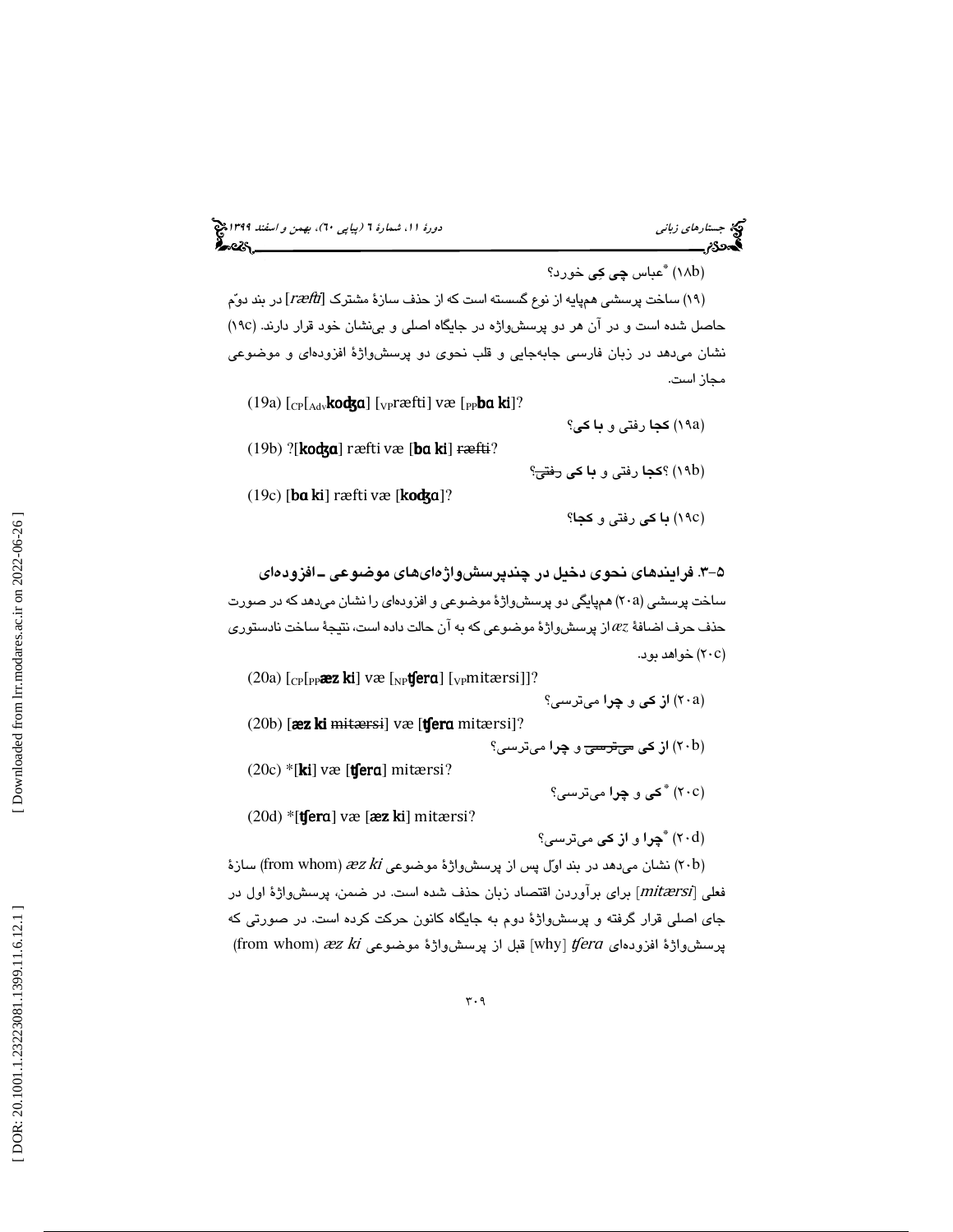(۱۸b) *عباس **چی کِی** خورد؟

(۱۹) ساخت پرسشی هم‌پایه از نوع گسسته است که از حذف سازهٔ مشترک [*ræfti*] در بند دوّم حاصل شده است و در آن هر دو پرسش‌واژه در جایگاه اصلی و بی‌نشان خود قرار دارند. (۱۹c) نشان می‌دهد در زبان فارسی جابه‌جایی و قلب نحوی دو پرسش‌واژهٔ افزوده‌ای و موضوعی مجاز است.

(19a) [$_{CP}$[$_{Adv}$**koʤɑ**] [$_{VP}$ræfti] væ [$_{PP}$**bɑ ki**]?

(۱۹a) **کجا** رفتی و **با کی**؟

(19b) ?[**koʤɑ**] ræfti væ [**bɑ ki**] ~~ræfti~~?

(۱۹b) ؟**کجا** رفتی و **با کی** ~~رفتی~~؟

(19c) [**bɑ ki**] ræfti væ [**koʤɑ**]?

(۱۹c) **با کی** رفتی و **کجا**؟

### ۵-۳. فرایندهای نحوی دخیل در چندپرسش‌واژه‌ای‌های موضوعی ـ افزوده‌ای

ساخت پرسشی (۲۰a) هم‌پایگی دو پرسش‌واژهٔ موضوعی و افزوده‌ای را نشان می‌دهد که در صورت حذف حرف اضافهٔ *æz* از پرسش‌واژهٔ موضوعی که به آن حالت داده است، نتیجهٔ ساخت نادستوری (۲۰c) خواهد بود.

(20a) [$_{CP}$[$_{PP}$**æz ki**] væ [$_{NP}$**ʧerɑ**] [$_{VP}$mitærsi]]?

(۲۰a) **از کی** و **چرا** می‌ترسی؟

(20b) [**æz ki** ~~mitærsi~~] væ [**ʧerɑ** mitærsi]?

(۲۰b) **از کی** ~~می‌ترسی~~ و **چرا** می‌ترسی؟

(20c) *[**ki**] væ [**ʧerɑ**] mitærsi?

(۲۰c) * **کی** و **چرا** می‌ترسی؟

(20d) *[**ʧerɑ**] væ [**æz ki**] mitærsi?

(۲۰d) ***چرا** و **از کی** می‌ترسی؟

(۲۰b) نشان می‌دهد در بند اوّل پس از پرسش‌واژهٔ موضوعی *æz ki* (from whom) سازهٔ فعلی [*mitærsi*] برای برآوردن اقتصاد زبان حذف شده است. در ضمن، پرسش‌واژهٔ اول در جای اصلی قرار گرفته و پرسش‌واژهٔ دوم به جایگاه کانون حرکت کرده است. در صورتی که پرسش‌واژهٔ افزوده‌ای *ʧera* [why] قبل از پرسش‌واژهٔ موضوعی *æz ki* (from whom)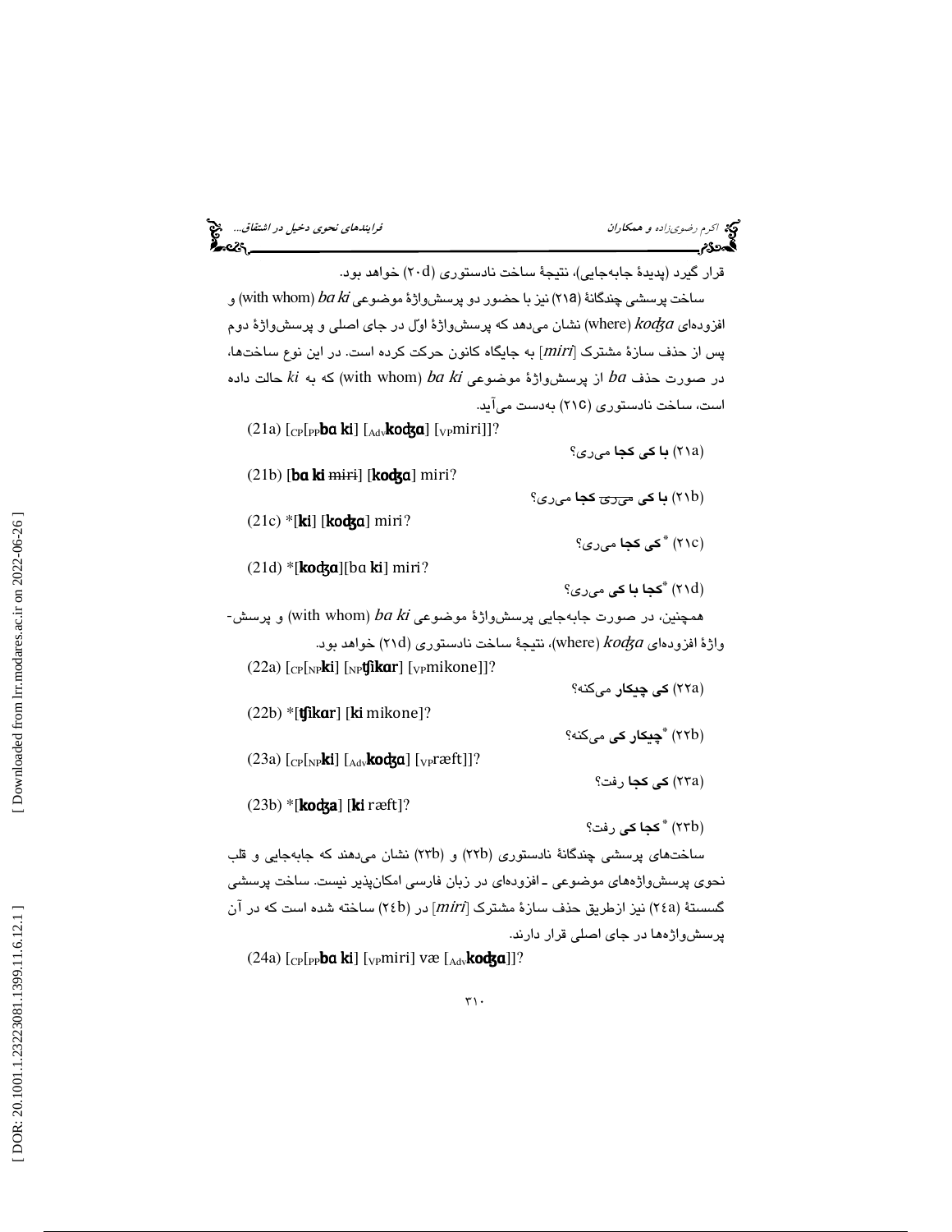قرار گیرد (پدیدهٔ جابه‌جایی)، نتیجهٔ ساخت نادستوری (۲۰d) خواهد بود.

ساخت پرسشی چندگانهٔ (۲۱a) نیز با حضور دو پرسش‌واژهٔ موضوعی *ba ki* (with whom) و افزوده‌ای *koʤa* (where) نشان می‌دهد که پرسش‌واژهٔ اول در جای اصلی و پرسش‌واژهٔ دوم پس از حذف سازهٔ مشترک [*miri*] به جایگاه کانون حرکت کرده است. در این نوع ساخت‌ها، در صورت حذف *ba* از پرسش‌واژهٔ موضوعی *ba ki* (with whom) که به *ki* حالت داده است، ساخت نادستوری (۲۱c) به‌دست می‌آید.

(21a) [$_{CP}$[$_{PP}$**ba ki**] [$_{Adv}$**koʤa**] [$_{VP}$miri]]?

(۲۱a) **با کی کجا** می‌ری؟

(21b) [**ba ki** ~~miri~~] [**koʤa**] miri?

(۲۱b) **با کی** ~~می‌ری~~ **کجا** می‌ری؟

(21c) *[**ki**] [**koʤa**] miri?

(۲۱c) * **کی کجا** می‌ری؟

(21d) *[**koʤa**][ba **ki**] miri?

(۲۱d) ***کجا با کی** می‌ری؟

همچنین، در صورت جابه‌جایی پرسش‌واژهٔ موضوعی *ba ki* (with whom) و پرسش‌واژهٔ افزوده‌ای *koʤa* (where)، نتیجهٔ ساخت نادستوری (۲۱d) خواهد بود.

(22a) [$_{CP}$[$_{NP}$**ki**] [$_{NP}$**ʧikar**] [$_{VP}$mikone]]?

(۲۲a) **کی چیکار** می‌کنه؟

(22b) *[**ʧikar**] [**ki** mikone]?

(۲۲b) ***چیکار کی** می‌کنه؟

(23a) [$_{CP}$[$_{NP}$**ki**] [$_{Adv}$**koʤa**] [$_{VP}$ræft]]?

(۲۳a) **کی کجا** رفت؟

(23b) *[**koʤa**] [**ki** ræft]?

(۲۳b) * **کجا کی** رفت؟

ساخت‌های پرسشی چندگانهٔ نادستوری (۲۲b) و (۲۳b) نشان می‌دهند که جابه‌جایی و قلب نحوی پرسش‌واژه‌های موضوعی ـ افزوده‌ای در زبان فارسی امکان‌پذیر نیست. ساخت پرسشی گسستهٔ (۲٤a) نیز ازطریق حذف سازهٔ مشترک [*miri*] در (۲٤b) ساخته شده است که در آن پرسش‌واژه‌ها در جای اصلی قرار دارند.

(24a) [$_{CP}$[$_{PP}$**ba ki**] [$_{VP}$miri] væ [$_{Adv}$**koʤa**]]?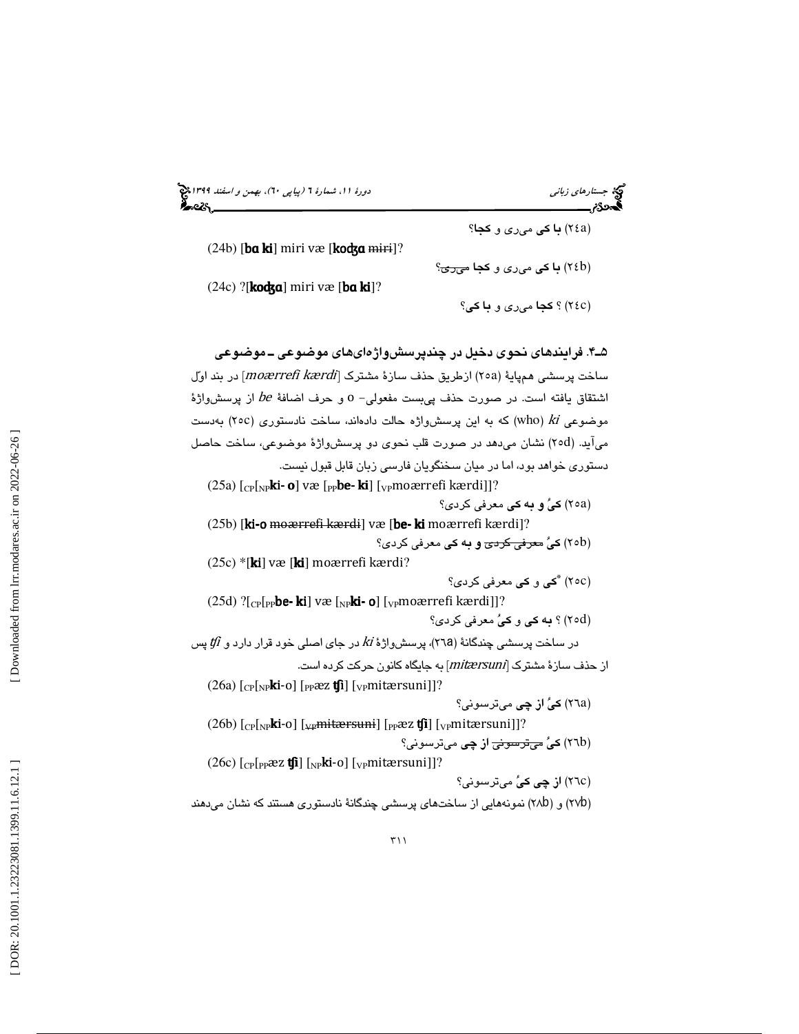(۲٤a) **با کی** می‌ری و **کجا**؟

(24b) [**ba ki**] miri væ [**kodʒa** ~~miri~~]?

(۲٤b) **با کی** می‌ری و **کجا** ~~می‌ری~~؟

(24c) ?[**kodʒa**] miri væ [**ba ki**]?

(۲٤c) ؟ **کجا** می‌ری و **با کی**؟

### ۵-۴. فرایندهای نحوی دخیل در چندپرسش‌واژه‌ای‌های موضوعی ـ موضوعی

ساخت پرسشی هم‌پایهٔ (۲۵a) ازطریق حذف سازهٔ مشترک [*moærrefi kærdi*] در بند اول اشتقاق یافته است. در صورت حذف پی‌بست مفعولی- o و حرف اضافهٔ *be* از پرسش‌واژهٔ موضوعی *ki* (who) که به این پرسش‌واژه حالت داده‌اند، ساخت نادستوری (۲۵c) به‌دست می‌آید. (۲۵d) نشان می‌دهد در صورت قلب نحوی دو پرسش‌واژهٔ موضوعی، ساخت حاصل دستوری خواهد بود، اما در میان سخنگویان فارسی زبان قابل قبول نیست.

(25a) $[_{CP}[_{NP}$**ki- o**] væ $[_{PP}$**be- ki**] $[_{VP}$moærrefi kærdi]]?

(۲۵a) **کیُ و به کی** معرفی کردی؟

(25b) [**ki-o** ~~moærrefi kærdi~~] væ [**be- ki** moærrefi kærdi]?

(۲۵b) **کیُ** ~~معرفی کردی~~ **و به کی** معرفی کردی؟

(25c) *[**ki**] væ [**ki**] moærrefi kærdi?

(۲۵c) ***کی** و **کی** معرفی کردی؟

(25d) ?$[_{CP}[_{PP}$**be- ki**] væ $[_{NP}$**ki- o**] $[_{VP}$moærrefi kærdi]]?

(۲۵d) ؟ **به کی** و **کیُ** معرفی کردی؟

در ساخت پرسشی چندگانهٔ (۲٦a)، پرسش‌واژهٔ *ki* در جای اصلی خود قرار دارد و *tʃi* پس از حذف سازهٔ مشترک [*mitærsuni*] به جایگاه کانون حرکت کرده است.

(26a) $[_{CP}[_{NP}$**ki**-o] $[_{PP}$æz **tʃi**] $[_{VP}$mitærsuni]]?

(۲٦a) **کیُ از چی** می‌ترسونی؟

(26b) $[_{CP}[_{NP}$**ki**-o] $[_{VP}$~~mitærsuni~~] $[_{PP}$æz **tʃi**] $[_{VP}$mitærsuni]]?

(۲٦b) **کیُ** ~~می‌ترسونی~~ **از چی** می‌ترسونی؟

(26c) $[_{CP}[_{PP}$æz **tʃi**] $[_{NP}$**ki**-o] $[_{VP}$mitærsuni]]?

(۲٦c) **از چی کیُ** می‌ترسونی؟

(۲۷b) و (۲۸b) نمونه‌هایی از ساخت‌های پرسشی چندگانهٔ نادستوری هستند که نشان می‌دهند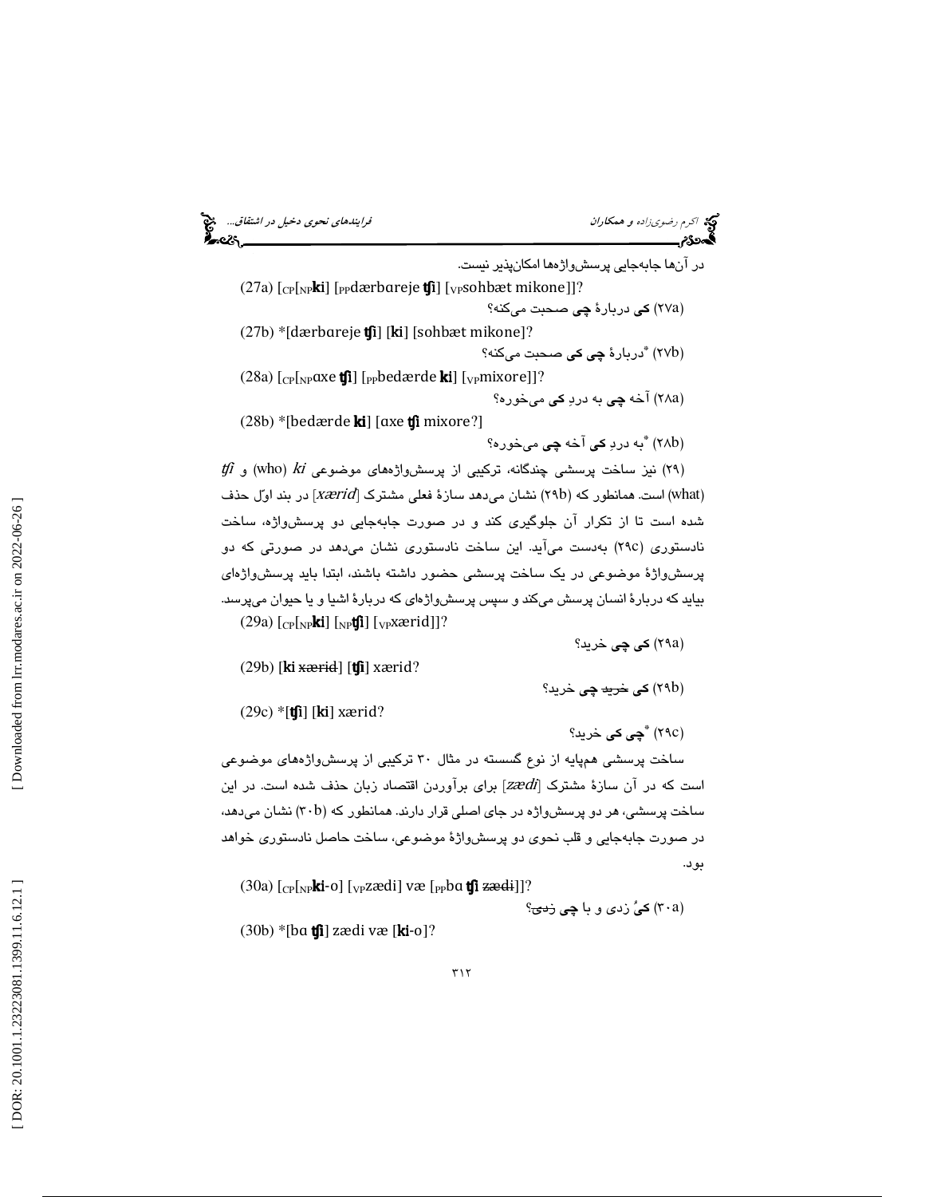در آن‌ها جابه‌جایی پرسش‌واژه‌ها امکان‌پذیر نیست.

(27a) [$_{CP}$[$_{NP}$**ki**] [$_{PP}$dærbɑreje **ʧi**] [$_{VP}$sohbæt mikone]]?

(۲۷a) **کی** دربارهٔ **چی** صحبت می‌کنه؟

(27b) *[dærbɑreje **ʧi**] [**ki**] [sohbæt mikone]?

(۲۷b) *دربارهٔ **چی** **کی** صحبت می‌کنه؟

(28a) [$_{CP}$[$_{NP}$ɑxe **ʧi**] [$_{PP}$bedærde **ki**] [$_{VP}$mixore]]?

(۲۸a) آخه **چی** به دردِ **کی** می‌خوره؟

(28b) *[bedærde **ki**] [ɑxe **ʧi** mixore?]

(۲۸b) *به دردِ **کی** آخه **چی** می‌خوره؟

(۲۹) نیز ساخت پرسشی چندگانه، ترکیبی از پرسش‌واژه‌های موضوعی *ki* (who) و *ʧi* (what) است. همانطور که (۲۹b) نشان می‌دهد سازهٔ فعلی مشترک [*xærid*] در بند اوّل حذف شده است تا از تکرار آن جلوگیری کند و در صورت جابه‌جایی دو پرسش‌واژه، ساخت نادستوری (۲۹c) به‌دست می‌آید. این ساخت نادستوری نشان می‌دهد در صورتی که دو پرسش‌واژهٔ موضوعی حضور داشته باشند، ابتدا باید پرسش‌واژه‌ای بیاید که دربارهٔ انسان پرسش می‌کند و سپس پرسش‌واژه‌ای که دربارهٔ اشیا و یا حیوان می‌پرسد.

(29a) [$_{CP}$[$_{NP}$**ki**] [$_{NP}$**ʧi**] [$_{VP}$xærid]]?

(۲۹a) **کی** **چی** خرید؟

(29b) [**ki** ~~xærid~~] [**ʧi**] xærid?

(۲۹b) **کی** ~~خرید~~ **چی** خرید؟

(29c) *[**ʧi**] [**ki**] xærid?

(۲۹c) ***چی** **کی** خرید؟

ساخت پرسشی هم‌پایه از نوع گسسته در مثال ۳۰ ترکیبی از پرسش‌واژه‌های موضوعی است که در آن سازهٔ مشترک [*zædi*] برای برآوردن اقتصاد زبان حذف شده است. در این ساخت پرسشی، هر دو پرسش‌واژه در جای اصلی قرار دارند. همانطور که (۳۰b) نشان می‌دهد، در صورت جابه‌جایی و قلب نحوی دو پرسش‌واژهٔ موضوعی، ساخت حاصل نادستوری خواهد بود.

(30a) [$_{CP}$[$_{NP}$**ki**-o] [$_{VP}$zædi] væ [$_{PP}$bɑ **ʧi** ~~zædi~~]]?

(۳۰a) **کیُ** زدی و با **چی** ~~زدی~~؟

(30b) *[bɑ **ʧi**] zædi væ [**ki**-o]?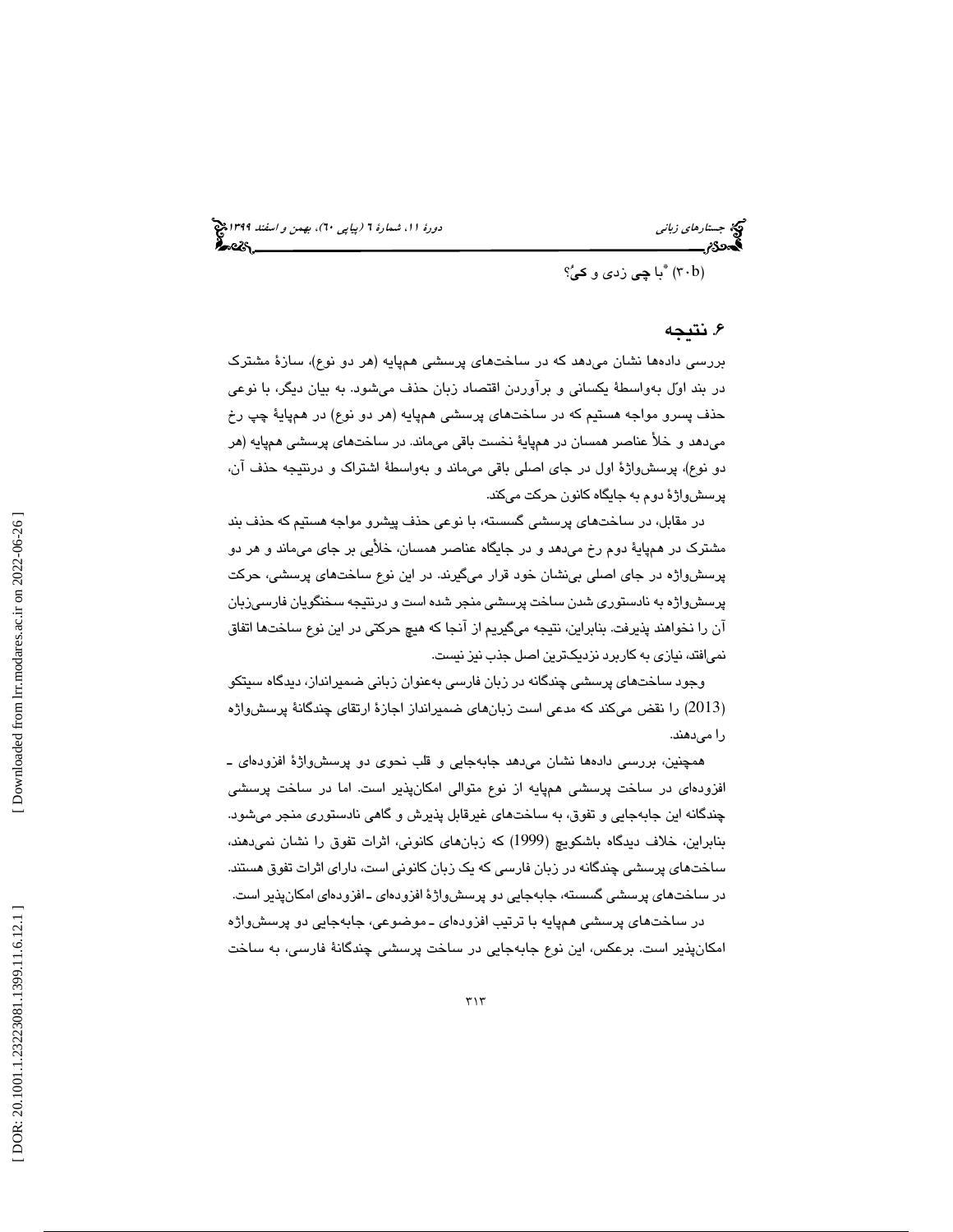(۳۰b) *با **چی** زدی و **کی**؟

## ۶. نتیجه

بررسی داده‌ها نشان می‌دهد که در ساخت‌های پرسشی هم‌پایه (هر دو نوع)، سازهٔ مشترک در بند اوّل به‌واسطهٔ یکسانی و برآوردن اقتصاد زبان حذف می‌شود. به بیان دیگر، با نوعی حذف پسرو مواجه هستیم که در ساخت‌های پرسشی هم‌پایه (هر دو نوع) در هم‌پایهٔ چپ رخ می‌دهد و خلأ عناصر همسان در هم‌پایهٔ نخست باقی می‌ماند. در ساخت‌های پرسشی هم‌پایه (هر دو نوع)، پرسش‌واژهٔ اول در جای اصلی باقی می‌ماند و به‌واسطهٔ اشتراک و درنتیجه حذف آن، پرسش‌واژهٔ دوم به جایگاه کانون حرکت می‌کند.

در مقابل، در ساخت‌های پرسشی گسسته، با نوعی حذف پیشرو مواجه هستیم که حذف بند مشترک در هم‌پایهٔ دوم رخ می‌دهد و در جایگاه عناصر همسان، خلأیی بر جای می‌ماند و هر دو پرسش‌واژه در جای اصلی بی‌نشان خود قرار می‌گیرند. در این نوع ساخت‌های پرسشی، حرکت پرسش‌واژه به نادستوری شدن ساخت پرسشی منجر شده است و درنتیجه سخنگویان فارسی‌زبان آن را نخواهند پذیرفت. بنابراین، نتیجه می‌گیریم از آنجا که هیچ حرکتی در این نوع ساخت‌ها اتفاق نمی‌افتد، نیازی به کاربرد نزدیک‌ترین اصل جذب نیز نیست.

وجود ساخت‌های پرسشی چندگانه در زبان فارسی به‌عنوان زبانی ضمیرانداز، دیدگاه سیتکو (2013) را نقض می‌کند که مدعی است زبان‌های ضمیرانداز اجازهٔ ارتقای چندگانهٔ پرسش‌واژه را می‌دهند.

همچنین، بررسی داده‌ها نشان می‌دهد جابه‌جایی و قلب نحوی دو پرسش‌واژهٔ افزوده‌ای ـ افزوده‌ای در ساخت پرسشی هم‌پایه از نوع متوالی امکان‌پذیر است. اما در ساخت پرسشی چندگانه این جابه‌جایی و تفوق، به ساخت‌های غیرقابل پذیرش و گاهی نادستوری منجر می‌شود. بنابراین، خلاف دیدگاه باشکویچ (1999) که زبان‌های کانونی، اثرات تفوق را نشان نمی‌دهند، ساخت‌های پرسشی چندگانه در زبان فارسی که یک زبان کانونی است، دارای اثرات تفوق هستند. در ساخت‌های پرسشی گسسته، جابه‌جایی دو پرسش‌واژهٔ افزوده‌ای ـ افزوده‌ای امکان‌پذیر است.

در ساخت‌های پرسشی هم‌پایه با ترتیب افزوده‌ای ـ موضوعی، جابه‌جایی دو پرسش‌واژه امکان‌پذیر است. برعکس، این نوع جابه‌جایی در ساخت پرسشی چندگانهٔ فارسی، به ساخت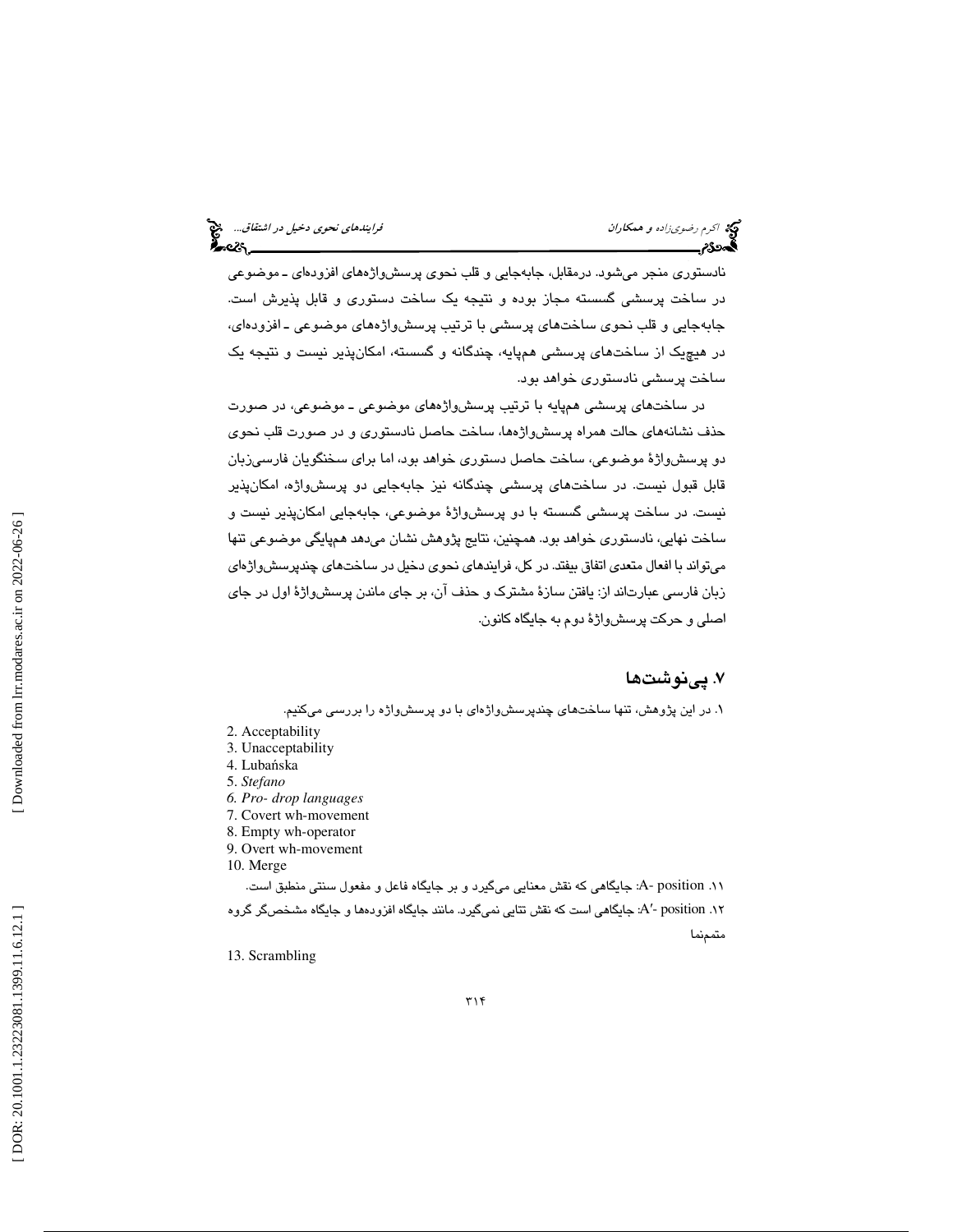نادستوری منجر می‌شود. درمقابل، جابه‌جایی و قلب نحوی پرسش‌واژه‌های افزوده‌ای ـ موضوعی در ساخت پرسشی گسسته مجاز بوده و نتیجه یک ساخت دستوری و قابل پذیرش است. جابه‌جایی و قلب نحوی ساخت‌های پرسشی با ترتیب پرسش‌واژه‌های موضوعی ـ افزوده‌ای، در هیچ‌یک از ساخت‌های پرسشی هم‌پایه، چندگانه و گسسته، امکان‌پذیر نیست و نتیجه یک ساخت پرسشی نادستوری خواهد بود.

در ساخت‌های پرسشی هم‌پایه با ترتیب پرسش‌واژه‌های موضوعی ـ موضوعی، در صورت حذف نشانه‌های حالت همراه پرسش‌واژه‌ها، ساخت حاصل نادستوری و در صورت قلب نحوی دو پرسش‌واژهٔ موضوعی، ساخت حاصل دستوری خواهد بود، اما برای سخنگویان فارسی‌زبان قابل قبول نیست. در ساخت‌های پرسشی چندگانه نیز جابه‌جایی دو پرسش‌واژه، امکان‌پذیر نیست. در ساخت پرسشی گسسته با دو پرسش‌واژهٔ موضوعی، جابه‌جایی امکان‌پذیر نیست و ساخت نهایی، نادستوری خواهد بود. همچنین، نتایج پژوهش نشان می‌دهد هم‌پایگی موضوعی تنها می‌تواند با افعال متعدی اتفاق بیفتد. در کل، فرایندهای نحوی دخیل در ساخت‌های چندپرسش‌واژه‌ای زبان فارسی عبارت‌اند از: یافتن سازهٔ مشترک و حذف آن، بر جای ماندن پرسش‌واژهٔ اول در جای اصلی و حرکت پرسش‌واژهٔ دوم به جایگاه کانون.

## ۷. پی‌نوشت‌ها

۱. در این پژوهش، تنها ساخت‌های چندپرسش‌واژه‌ای با دو پرسش‌واژه را بررسی می‌کنیم.

2. Acceptability
3. Unacceptability
4. Lubańska
5. *Stefano*
6. *Pro- drop languages*
7. Covert wh-movement
8. Empty wh-operator
9. Overt wh-movement
10. Merge

۱۱. A- position: جایگاهی که نقش معنایی می‌گیرد و بر جایگاه فاعل و مفعول سنتی منطبق است.

۱۲. A′- position: جایگاهی است که نقش تتایی نمی‌گیرد. مانند جایگاه افزوده‌ها و جایگاه مشخص‌گر گروه متمم‌نما

13. Scrambling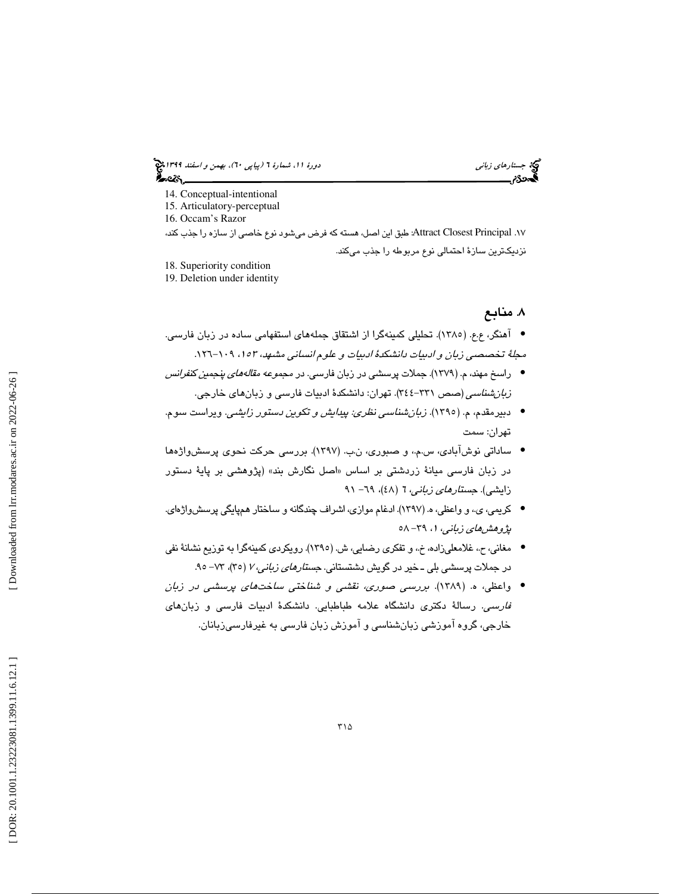14. Conceptual-intentional
15. Articulatory-perceptual
16. Occam's Razor
۱۷. Attract Closest Principal: طبق این اصل، هسته که فرض می‌شود نوع خاصی از سازه را جذب کند، نزدیک‌ترین سازهٔ احتمالی نوع مربوطه را جذب می‌کند.
18. Superiority condition
19. Deletion under identity

## ۸. منابع

- آهنگر، ع.ع. (۱۳۸۵). تحلیلی کمینه‌گرا از اشتقاق جمله‌های استفهامی ساده در زبان فارسی. *مجلهٔ تخصصی زبان و ادبیات دانشکدهٔ ادبیات و علوم انسانی مشهد*، ۱۵۳، ۱۰۹-۱۲۶.
- راسخ مهند، م. (۱۳۷۹). جملات پرسشی در زبان فارسی. در مجموعه *مقاله‌های پنجمین کنفرانس زبان‌شناسی* (صص ۳۳۱-۳۴۴). تهران: دانشکدهٔ ادبیات فارسی و زبان‌های خارجی.
- دبیرمقدم، م. (۱۳۹۵). *زبان‌شناسی نظری: پیدایش و تکوین دستور زایشی*. ویراست سوم. تهران: سمت
- ساداتی نوش‌آبادی، س.م.، و صبوری، ن.ب. (۱۳۹۷). بررسی حرکت نحوی پرسش‌واژه‌ها در زبان فارسی میانهٔ زردشتی بر اساس «اصل نگارش بند» (پژوهشی بر پایهٔ دستور زایشی). *جستارهای زبانی*، ٦ (٤٨)، ٦٩- ٩١
- کریمی، ی.، و واعظی، ه. (۱۳۹۷). ادغام موازی، اشراف چندگانه و ساختار هم‌پایگی پرسش‌واژه‌ای. *پژوهش‌های زبانی*، ۱، ۳۹- ۵۸
- مغانی، ح.، غلامعلی‌زاده، خ.، و تفکری رضایی، ش. (۱۳۹۵). رویکردی کمینه‌گرا به توزیع نشانهٔ نفی در جملات پرسشی بلی ـ خیر در گویش دشتستانی. *جستارهای زبانی*، ۷ (۳۵)، ۷۳- ۹۵.
- واعظی، ه. (۱۳۸۹). *بررسی صوری، نقشی و شناختی ساخت‌های پرسشی در زبان فارسی*. رسالهٔ دکتری دانشگاه علامه طباطبایی. دانشکدهٔ ادبیات فارسی و زبان‌های خارجی، گروه آموزشی زبان‌شناسی و آموزش زبان فارسی به غیرفارسی‌زبانان.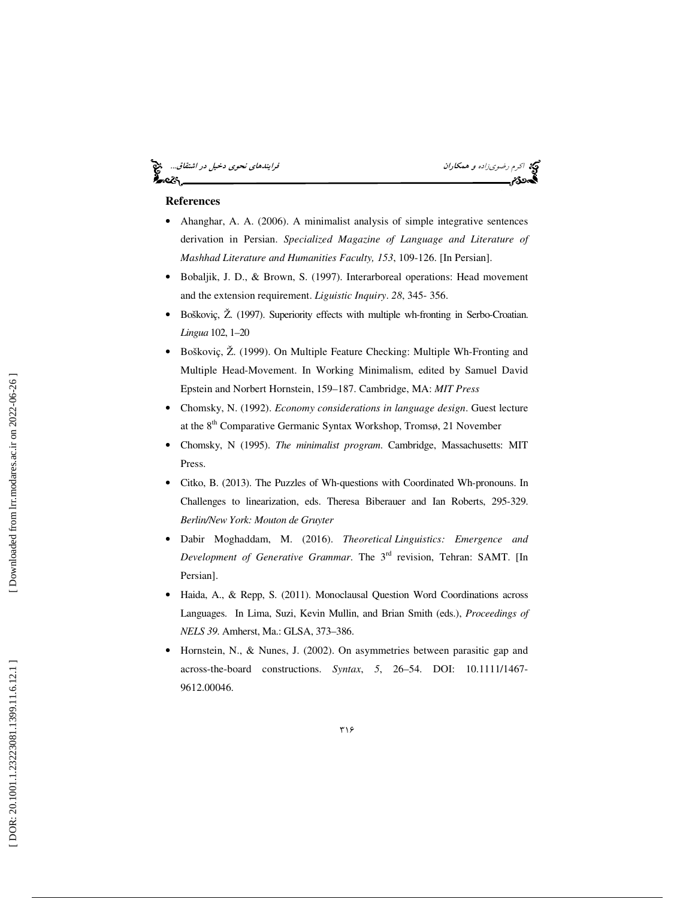## References

- Ahanghar, A. A. (2006). A minimalist analysis of simple integrative sentences derivation in Persian. *Specialized Magazine of Language and Literature of Mashhad Literature and Humanities Faculty, 153*, 109-126. [In Persian].
- Bobaljik, J. D., & Brown, S. (1997). Interarboreal operations: Head movement and the extension requirement. *Liguistic Inquiry*. *28*, 345- 356.
- Boškoviç, Ž. (1997). Superiority effects with multiple wh-fronting in Serbo-Croatian. *Lingua* 102, 1–20
- Boškoviç, Ž. (1999). On Multiple Feature Checking: Multiple Wh-Fronting and Multiple Head-Movement. In Working Minimalism, edited by Samuel David Epstein and Norbert Hornstein, 159–187. Cambridge, MA: *MIT Press*
- Chomsky, N. (1992). *Economy considerations in language design*. Guest lecture at the 8th Comparative Germanic Syntax Workshop, Tromsø, 21 November
- Chomsky, N (1995). *The minimalist program*. Cambridge, Massachusetts: MIT Press.
- Citko, B. (2013). The Puzzles of Wh-questions with Coordinated Wh-pronouns. In Challenges to linearization, eds. Theresa Biberauer and Ian Roberts, 295-329. *Berlin/New York: Mouton de Gruyter*
- Dabir Moghaddam, M. (2016). *Theoretical Linguistics: Emergence and Development of Generative Grammar*. The 3rd revision, Tehran: SAMT. [In Persian].
- Haida, A., & Repp, S. (2011). Monoclausal Question Word Coordinations across Languages. In Lima, Suzi, Kevin Mullin, and Brian Smith (eds.), *Proceedings of NELS 39*. Amherst, Ma.: GLSA, 373–386.
- Hornstein, N., & Nunes, J. (2002). On asymmetries between parasitic gap and across-the-board constructions. *Syntax*, *5*, 26–54. DOI: 10.1111/1467-9612.00046.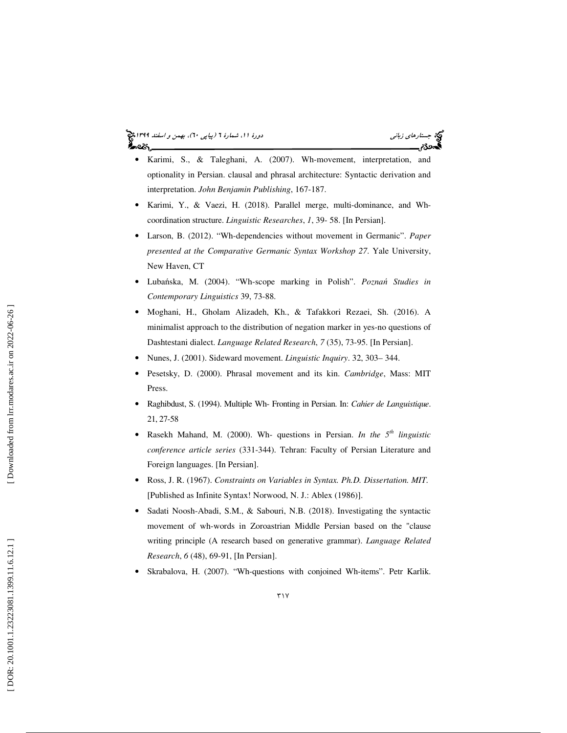- Karimi, S., & Taleghani, A. (2007). Wh-movement, interpretation, and optionality in Persian. clausal and phrasal architecture: Syntactic derivation and interpretation. *John Benjamin Publishing*, 167-187.
- Karimi, Y., & Vaezi, H. (2018). Parallel merge, multi-dominance, and Wh-coordination structure. *Linguistic Researches*, *1*, 39- 58. [In Persian].
- Larson, B. (2012). "Wh-dependencies without movement in Germanic". *Paper presented at the Comparative Germanic Syntax Workshop 27*. Yale University, New Haven, CT
- Lubańska, M. (2004). "Wh-scope marking in Polish". *Poznań Studies in Contemporary Linguistics* 39, 73-88.
- Moghani, H., Gholam Alizadeh, Kh., & Tafakkori Rezaei, Sh. (2016). A minimalist approach to the distribution of negation marker in yes-no questions of Dashtestani dialect. *Language Related Research*, *7* (35), 73-95. [In Persian].
- Nunes, J. (2001). Sideward movement. *Linguistic Inquiry*. 32, 303– 344.
- Pesetsky, D. (2000). Phrasal movement and its kin. *Cambridge*, Mass: MIT Press.
- Raghibdust, S. (1994). Multiple Wh- Fronting in Persian. In: *Cahier de Languistique*. 21, 27-58
- Rasekh Mahand, M. (2000). Wh- questions in Persian. *In the 5th linguistic conference article series* (331-344). Tehran: Faculty of Persian Literature and Foreign languages. [In Persian].
- Ross, J. R. (1967). *Constraints on Variables in Syntax. Ph.D. Dissertation. MIT*. [Published as Infinite Syntax! Norwood, N. J.: Ablex (1986)].
- Sadati Noosh-Abadi, S.M., & Sabouri, N.B. (2018). Investigating the syntactic movement of wh-words in Zoroastrian Middle Persian based on the "clause writing principle (A research based on generative grammar). *Language Related Research*, *6* (48), 69-91, [In Persian].
- Skrabalova, H. (2007). "Wh-questions with conjoined Wh-items". Petr Karlik.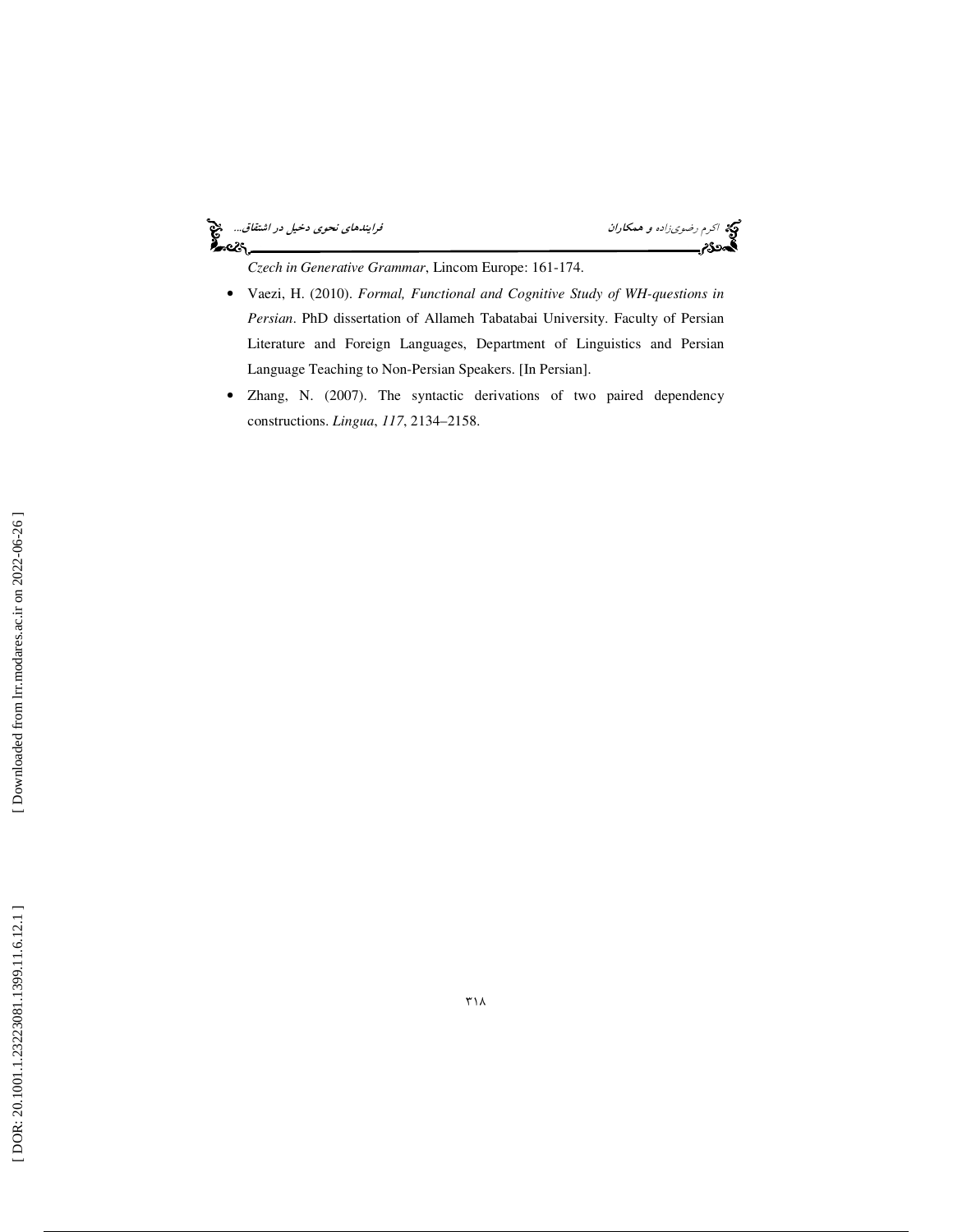*Czech in Generative Grammar*, Lincom Europe: 161-174.

- Vaezi, H. (2010). *Formal, Functional and Cognitive Study of WH-questions in Persian*. PhD dissertation of Allameh Tabatabai University. Faculty of Persian Literature and Foreign Languages, Department of Linguistics and Persian Language Teaching to Non-Persian Speakers. [In Persian].
- Zhang, N. (2007). The syntactic derivations of two paired dependency constructions. *Lingua*, *117*, 2134–2158.